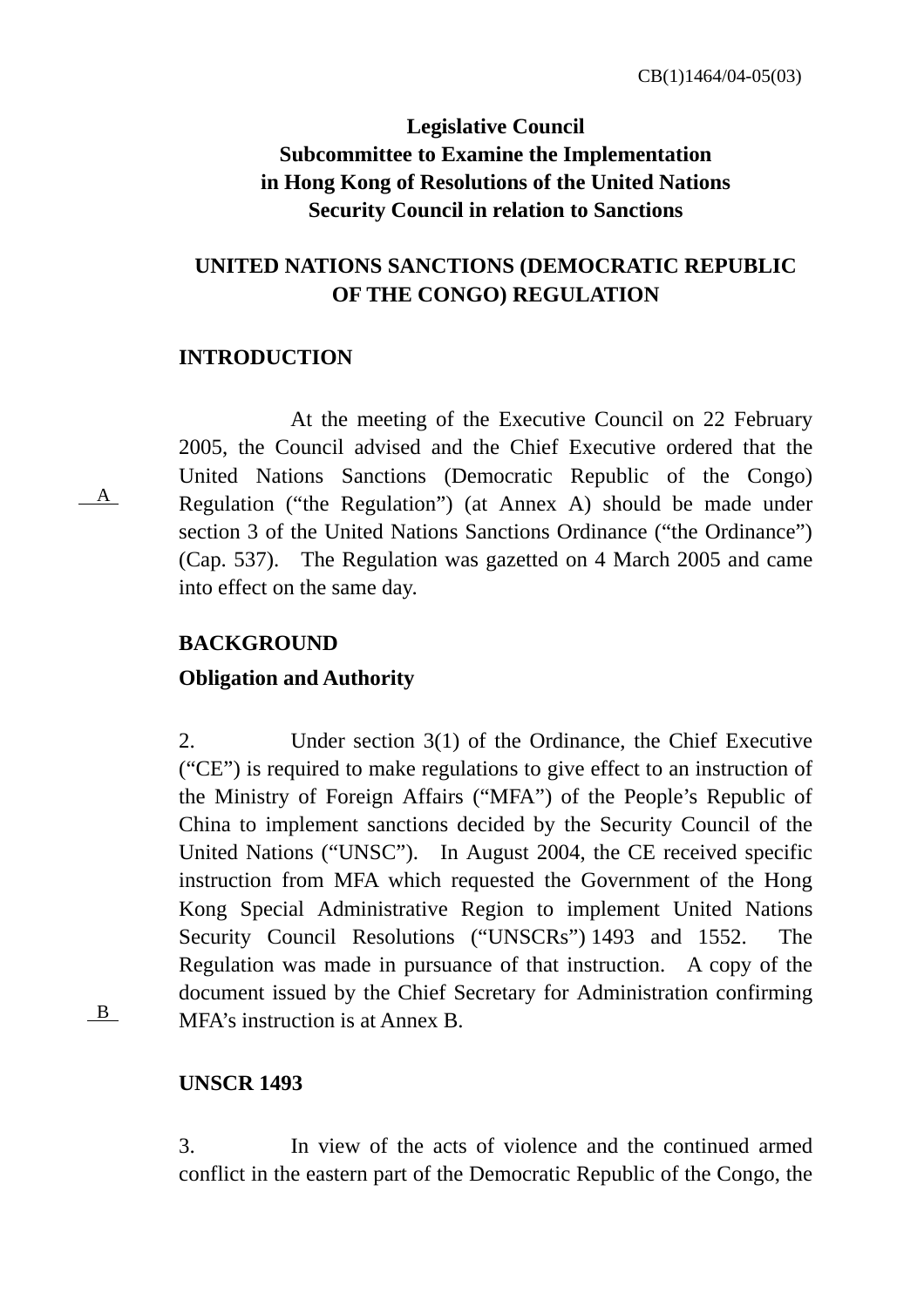CB(1)1464/04-05(03)

**Legislative Council**
**Subcommittee to Examine the Implementation**
**in Hong Kong of Resolutions of the United Nations**
**Security Council in relation to Sanctions**

**UNITED NATIONS SANCTIONS (DEMOCRATIC REPUBLIC OF THE CONGO) REGULATION**

## INTRODUCTION

At the meeting of the Executive Council on 22 February 2005, the Council advised and the Chief Executive ordered that the United Nations Sanctions (Democratic Republic of the Congo) Regulation ("the Regulation") (at Annex A) should be made under section 3 of the United Nations Sanctions Ordinance ("the Ordinance") (Cap. 537). The Regulation was gazetted on 4 March 2005 and came into effect on the same day.

A

## BACKGROUND

### Obligation and Authority

2. Under section 3(1) of the Ordinance, the Chief Executive ("CE") is required to make regulations to give effect to an instruction of the Ministry of Foreign Affairs ("MFA") of the People's Republic of China to implement sanctions decided by the Security Council of the United Nations ("UNSC"). In August 2004, the CE received specific instruction from MFA which requested the Government of the Hong Kong Special Administrative Region to implement United Nations Security Council Resolutions ("UNSCRs") 1493 and 1552. The Regulation was made in pursuance of that instruction. A copy of the document issued by the Chief Secretary for Administration confirming MFA's instruction is at Annex B.

B

### UNSCR 1493

3. In view of the acts of violence and the continued armed conflict in the eastern part of the Democratic Republic of the Congo, the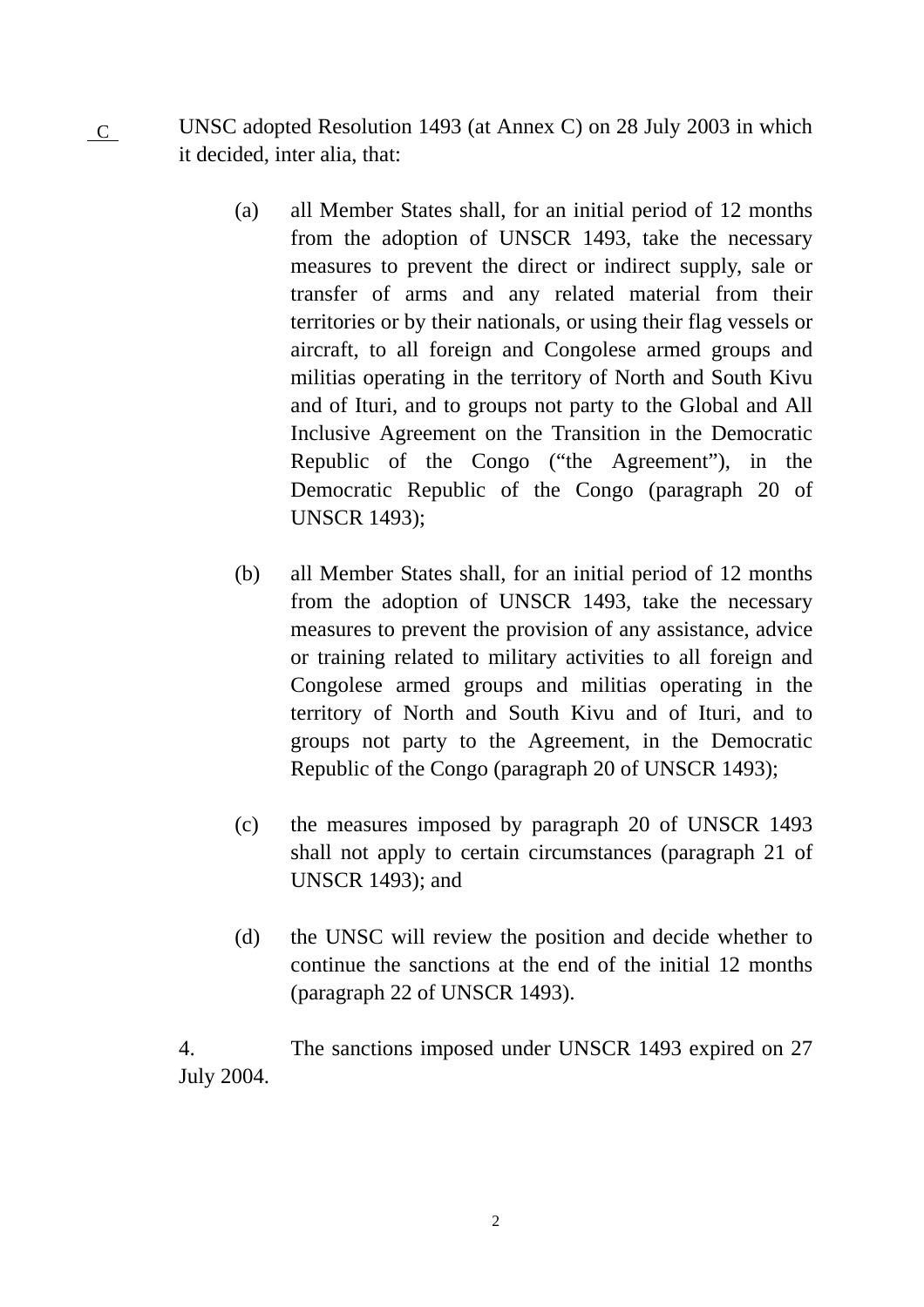C UNSC adopted Resolution 1493 (at Annex C) on 28 July 2003 in which it decided, inter alia, that:

(a) all Member States shall, for an initial period of 12 months from the adoption of UNSCR 1493, take the necessary measures to prevent the direct or indirect supply, sale or transfer of arms and any related material from their territories or by their nationals, or using their flag vessels or aircraft, to all foreign and Congolese armed groups and militias operating in the territory of North and South Kivu and of Ituri, and to groups not party to the Global and All Inclusive Agreement on the Transition in the Democratic Republic of the Congo ("the Agreement"), in the Democratic Republic of the Congo (paragraph 20 of UNSCR 1493);

(b) all Member States shall, for an initial period of 12 months from the adoption of UNSCR 1493, take the necessary measures to prevent the provision of any assistance, advice or training related to military activities to all foreign and Congolese armed groups and militias operating in the territory of North and South Kivu and of Ituri, and to groups not party to the Agreement, in the Democratic Republic of the Congo (paragraph 20 of UNSCR 1493);

(c) the measures imposed by paragraph 20 of UNSCR 1493 shall not apply to certain circumstances (paragraph 21 of UNSCR 1493); and

(d) the UNSC will review the position and decide whether to continue the sanctions at the end of the initial 12 months (paragraph 22 of UNSCR 1493).

4. The sanctions imposed under UNSCR 1493 expired on 27 July 2004.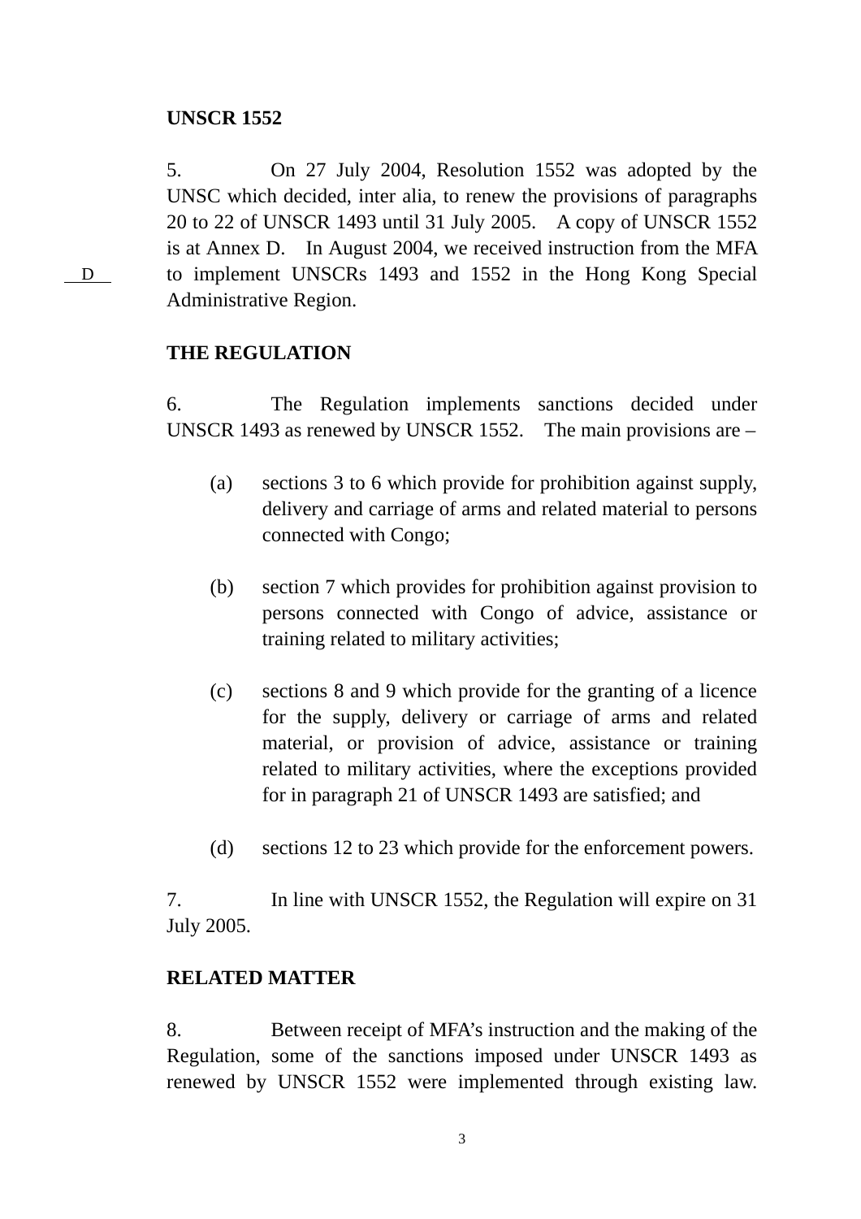**UNSCR 1552**

5. On 27 July 2004, Resolution 1552 was adopted by the UNSC which decided, inter alia, to renew the provisions of paragraphs 20 to 22 of UNSCR 1493 until 31 July 2005. A copy of UNSCR 1552 is at Annex D. In August 2004, we received instruction from the MFA to implement UNSCRs 1493 and 1552 in the Hong Kong Special Administrative Region.

D

**THE REGULATION**

6. The Regulation implements sanctions decided under UNSCR 1493 as renewed by UNSCR 1552. The main provisions are –

(a) sections 3 to 6 which provide for prohibition against supply, delivery and carriage of arms and related material to persons connected with Congo;

(b) section 7 which provides for prohibition against provision to persons connected with Congo of advice, assistance or training related to military activities;

(c) sections 8 and 9 which provide for the granting of a licence for the supply, delivery or carriage of arms and related material, or provision of advice, assistance or training related to military activities, where the exceptions provided for in paragraph 21 of UNSCR 1493 are satisfied; and

(d) sections 12 to 23 which provide for the enforcement powers.

7. In line with UNSCR 1552, the Regulation will expire on 31 July 2005.

**RELATED MATTER**

8. Between receipt of MFA's instruction and the making of the Regulation, some of the sanctions imposed under UNSCR 1493 as renewed by UNSCR 1552 were implemented through existing law.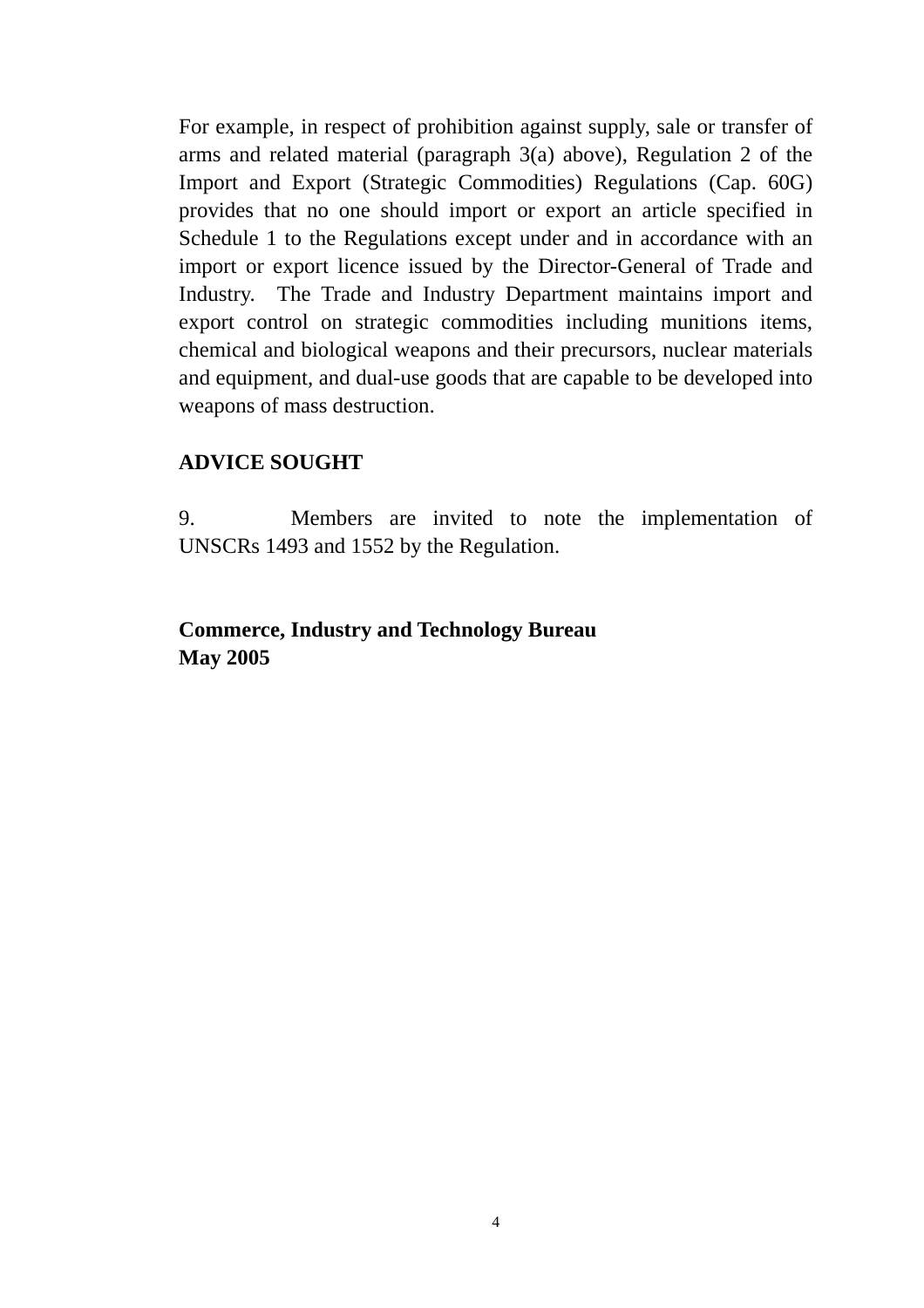For example, in respect of prohibition against supply, sale or transfer of arms and related material (paragraph 3(a) above), Regulation 2 of the Import and Export (Strategic Commodities) Regulations (Cap. 60G) provides that no one should import or export an article specified in Schedule 1 to the Regulations except under and in accordance with an import or export licence issued by the Director-General of Trade and Industry. The Trade and Industry Department maintains import and export control on strategic commodities including munitions items, chemical and biological weapons and their precursors, nuclear materials and equipment, and dual-use goods that are capable to be developed into weapons of mass destruction.

**ADVICE SOUGHT**

9. Members are invited to note the implementation of UNSCRs 1493 and 1552 by the Regulation.

**Commerce, Industry and Technology Bureau**
**May 2005**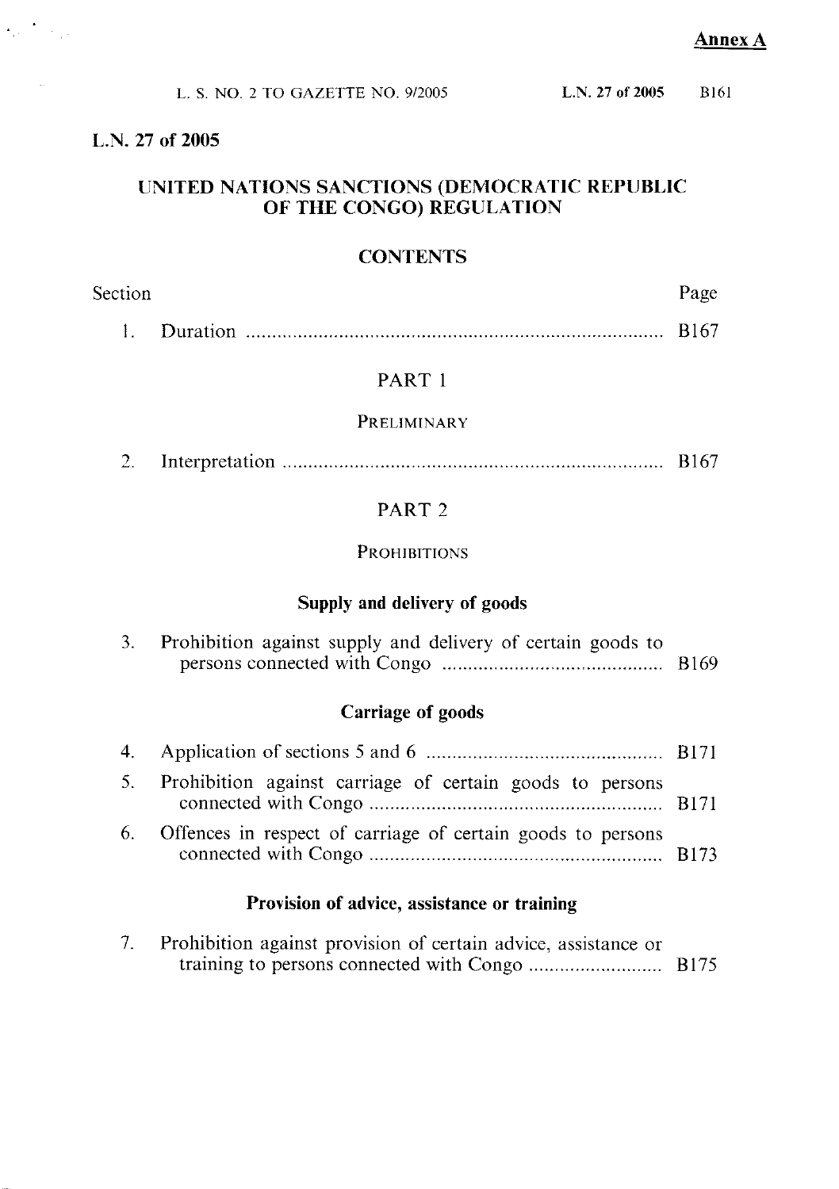**Annex A**

## L.N. 27 of 2005

# UNITED NATIONS SANCTIONS (DEMOCRATIC REPUBLIC OF THE CONGO) REGULATION

## CONTENTS

| Section | | Page |
|---|---|---|
| 1. | Duration | B167 |

### PART 1

### PRELIMINARY

| Section | | Page |
|---|---|---|
| 2. | Interpretation | B167 |

### PART 2

### PROHIBITIONS

#### Supply and delivery of goods

| Section | | Page |
|---|---|---|
| 3. | Prohibition against supply and delivery of certain goods to persons connected with Congo | B169 |

#### Carriage of goods

| Section | | Page |
|---|---|---|
| 4. | Application of sections 5 and 6 | B171 |
| 5. | Prohibition against carriage of certain goods to persons connected with Congo | B171 |
| 6. | Offences in respect of carriage of certain goods to persons connected with Congo | B173 |

#### Provision of advice, assistance or training

| Section | | Page |
|---|---|---|
| 7. | Prohibition against provision of certain advice, assistance or training to persons connected with Congo | B175 |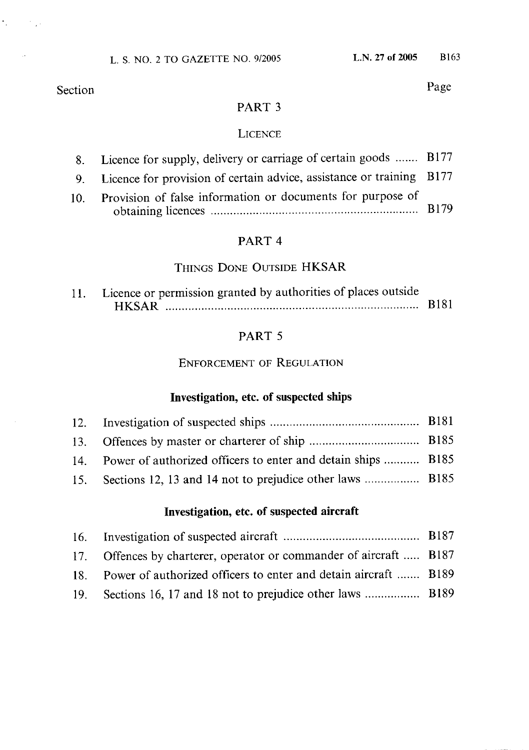| Section | | Page |
|---|---|---|

## PART 3

### LICENCE

| | | |
|---|---|---|
| 8. | Licence for supply, delivery or carriage of certain goods | B177 |
| 9. | Licence for provision of certain advice, assistance or training | B177 |
| 10. | Provision of false information or documents for purpose of obtaining licences | B179 |

## PART 4

### THINGS DONE OUTSIDE HKSAR

| | | |
|---|---|---|
| 11. | Licence or permission granted by authorities of places outside HKSAR | B181 |

## PART 5

### ENFORCEMENT OF REGULATION

**Investigation, etc. of suspected ships**

| | | |
|---|---|---|
| 12. | Investigation of suspected ships | B181 |
| 13. | Offences by master or charterer of ship | B185 |
| 14. | Power of authorized officers to enter and detain ships | B185 |
| 15. | Sections 12, 13 and 14 not to prejudice other laws | B185 |

**Investigation, etc. of suspected aircraft**

| | | |
|---|---|---|
| 16. | Investigation of suspected aircraft | B187 |
| 17. | Offences by charterer, operator or commander of aircraft | B187 |
| 18. | Power of authorized officers to enter and detain aircraft | B189 |
| 19. | Sections 16, 17 and 18 not to prejudice other laws | B189 |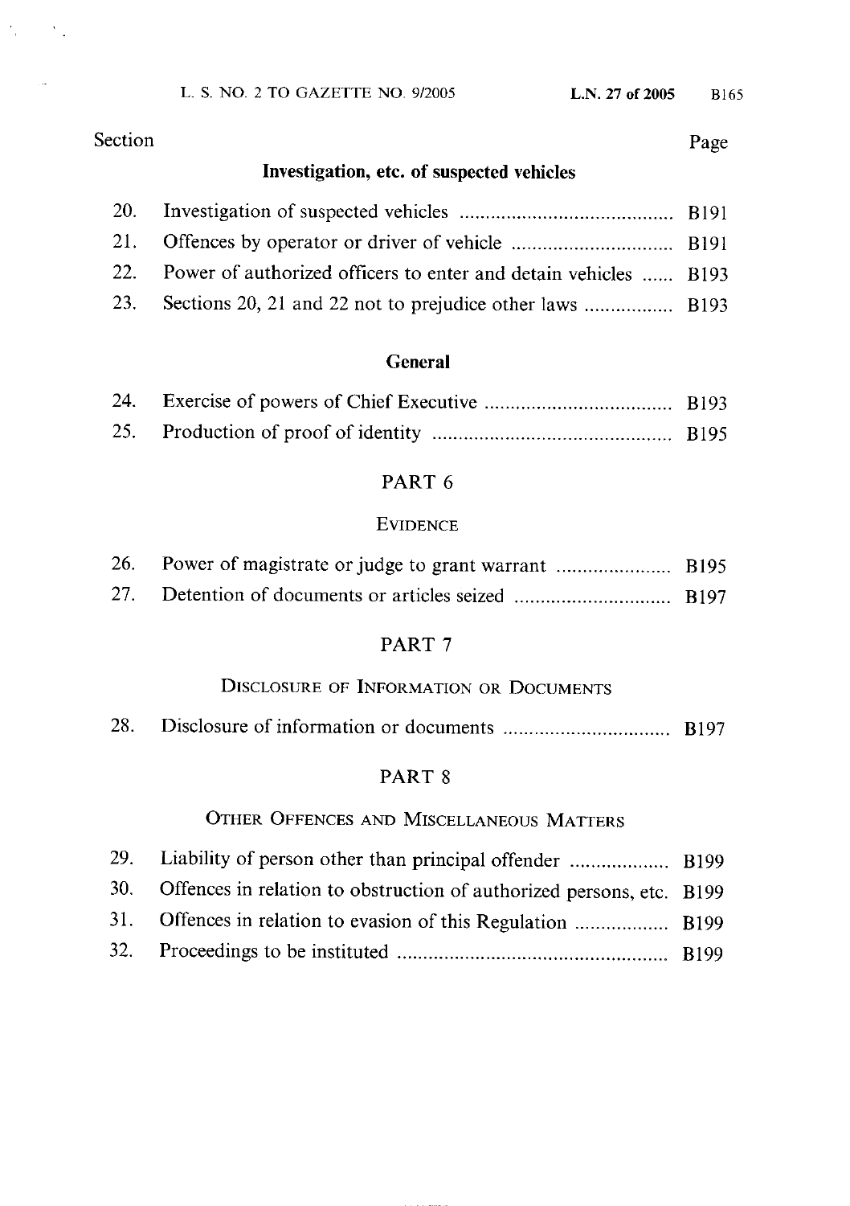| Section | | Page |
| --- | --- | --- |
| | **Investigation, etc. of suspected vehicles** | |
| 20. | Investigation of suspected vehicles | B191 |
| 21. | Offences by operator or driver of vehicle | B191 |
| 22. | Power of authorized officers to enter and detain vehicles | B193 |
| 23. | Sections 20, 21 and 22 not to prejudice other laws | B193 |
| | **General** | |
| 24. | Exercise of powers of Chief Executive | B193 |
| 25. | Production of proof of identity | B195 |

## PART 6

### EVIDENCE

| Section | | Page |
| --- | --- | --- |
| 26. | Power of magistrate or judge to grant warrant | B195 |
| 27. | Detention of documents or articles seized | B197 |

## PART 7

### DISCLOSURE OF INFORMATION OR DOCUMENTS

| Section | | Page |
| --- | --- | --- |
| 28. | Disclosure of information or documents | B197 |

## PART 8

### OTHER OFFENCES AND MISCELLANEOUS MATTERS

| Section | | Page |
| --- | --- | --- |
| 29. | Liability of person other than principal offender | B199 |
| 30. | Offences in relation to obstruction of authorized persons, etc. | B199 |
| 31. | Offences in relation to evasion of this Regulation | B199 |
| 32. | Proceedings to be instituted | B199 |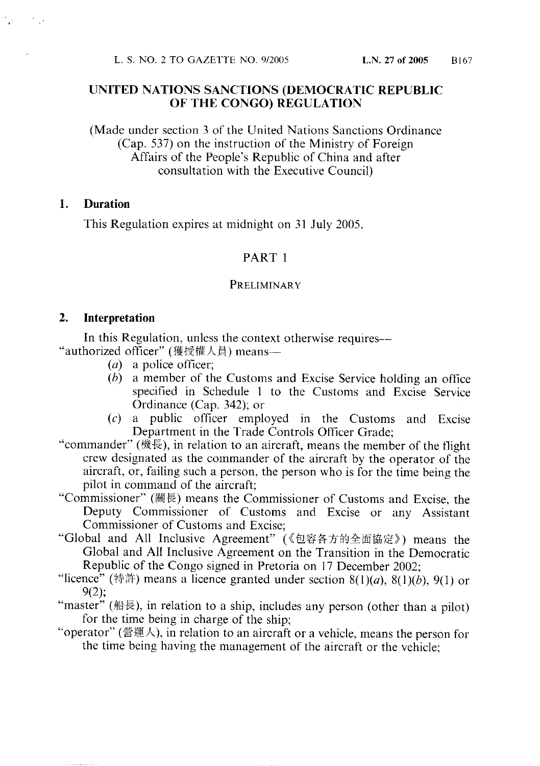# UNITED NATIONS SANCTIONS (DEMOCRATIC REPUBLIC OF THE CONGO) REGULATION

(Made under section 3 of the United Nations Sanctions Ordinance (Cap. 537) on the instruction of the Ministry of Foreign Affairs of the People's Republic of China and after consultation with the Executive Council)

## 1. Duration

This Regulation expires at midnight on 31 July 2005.

## PART 1

### PRELIMINARY

## 2. Interpretation

In this Regulation, unless the context otherwise requires—

"authorized officer" (獲授權人員) means—

- (*a*) a police officer;
- (*b*) a member of the Customs and Excise Service holding an office specified in Schedule 1 to the Customs and Excise Service Ordinance (Cap. 342); or
- (*c*) a public officer employed in the Customs and Excise Department in the Trade Controls Officer Grade;

"commander" (機長), in relation to an aircraft, means the member of the flight crew designated as the commander of the aircraft by the operator of the aircraft, or, failing such a person, the person who is for the time being the pilot in command of the aircraft;

"Commissioner" (關長) means the Commissioner of Customs and Excise, the Deputy Commissioner of Customs and Excise or any Assistant Commissioner of Customs and Excise;

"Global and All Inclusive Agreement" (《包容各方的全面協定》) means the Global and All Inclusive Agreement on the Transition in the Democratic Republic of the Congo signed in Pretoria on 17 December 2002;

"licence" (特許) means a licence granted under section 8(1)(*a*), 8(1)(*b*), 9(1) or 9(2);

"master" (船長), in relation to a ship, includes any person (other than a pilot) for the time being in charge of the ship;

"operator" (營運人), in relation to an aircraft or a vehicle, means the person for the time being having the management of the aircraft or the vehicle;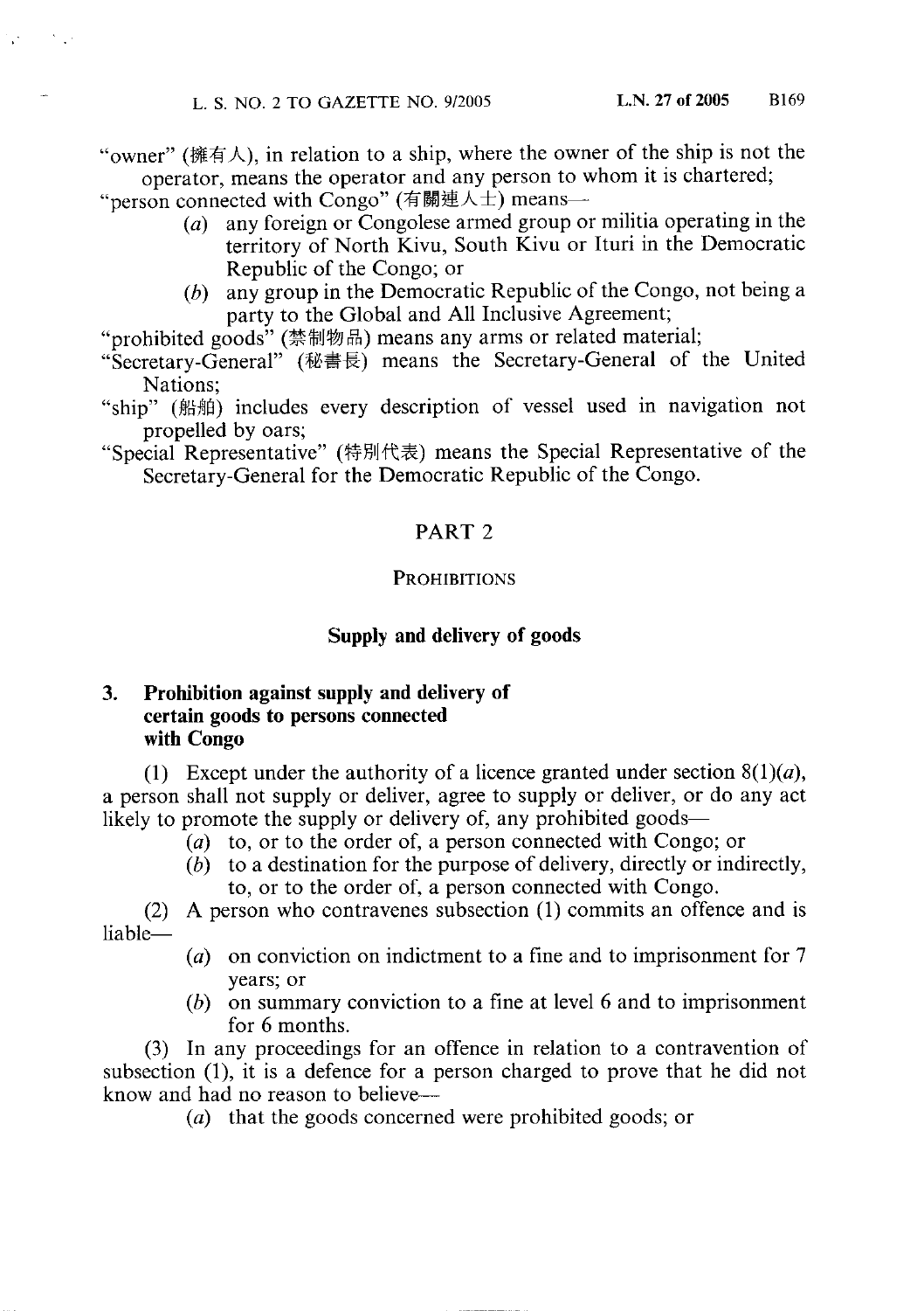"owner" (擁有人), in relation to a ship, where the owner of the ship is not the operator, means the operator and any person to whom it is chartered;

"person connected with Congo" (有關連人士) means—

(*a*) any foreign or Congolese armed group or militia operating in the territory of North Kivu, South Kivu or Ituri in the Democratic Republic of the Congo; or

(*b*) any group in the Democratic Republic of the Congo, not being a party to the Global and All Inclusive Agreement;

"prohibited goods" (禁制物品) means any arms or related material;

"Secretary-General" (秘書長) means the Secretary-General of the United Nations;

"ship" (船舶) includes every description of vessel used in navigation not propelled by oars;

"Special Representative" (特別代表) means the Special Representative of the Secretary-General for the Democratic Republic of the Congo.

## PART 2

### PROHIBITIONS

### Supply and delivery of goods

**3. Prohibition against supply and delivery of certain goods to persons connected with Congo**

(1) Except under the authority of a licence granted under section 8(1)(*a*), a person shall not supply or deliver, agree to supply or deliver, or do any act likely to promote the supply or delivery of, any prohibited goods—

(*a*) to, or to the order of, a person connected with Congo; or

(*b*) to a destination for the purpose of delivery, directly or indirectly, to, or to the order of, a person connected with Congo.

(2) A person who contravenes subsection (1) commits an offence and is liable—

(*a*) on conviction on indictment to a fine and to imprisonment for 7 years; or

(*b*) on summary conviction to a fine at level 6 and to imprisonment for 6 months.

(3) In any proceedings for an offence in relation to a contravention of subsection (1), it is a defence for a person charged to prove that he did not know and had no reason to believe—

(*a*) that the goods concerned were prohibited goods; or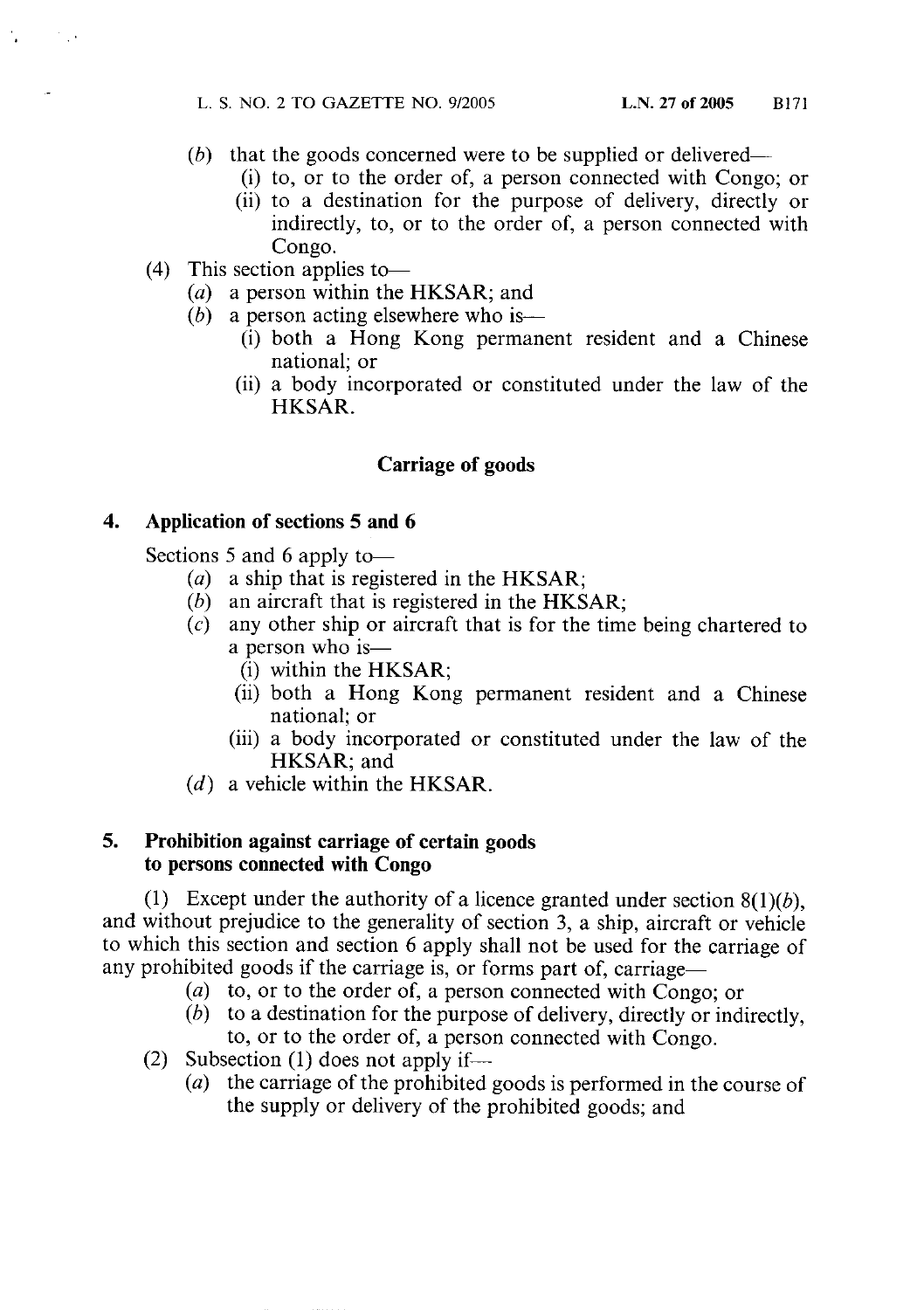(*b*) that the goods concerned were to be supplied or delivered—

(i) to, or to the order of, a person connected with Congo; or

(ii) to a destination for the purpose of delivery, directly or indirectly, to, or to the order of, a person connected with Congo.

(4) This section applies to—

(*a*) a person within the HKSAR; and

(*b*) a person acting elsewhere who is—

(i) both a Hong Kong permanent resident and a Chinese national; or

(ii) a body incorporated or constituted under the law of the HKSAR.

## Carriage of goods

### 4. Application of sections 5 and 6

Sections 5 and 6 apply to—

(*a*) a ship that is registered in the HKSAR;

(*b*) an aircraft that is registered in the HKSAR;

(*c*) any other ship or aircraft that is for the time being chartered to a person who is—

(i) within the HKSAR;

(ii) both a Hong Kong permanent resident and a Chinese national; or

(iii) a body incorporated or constituted under the law of the HKSAR; and

(*d*) a vehicle within the HKSAR.

### 5. Prohibition against carriage of certain goods to persons connected with Congo

(1) Except under the authority of a licence granted under section 8(1)(*b*), and without prejudice to the generality of section 3, a ship, aircraft or vehicle to which this section and section 6 apply shall not be used for the carriage of any prohibited goods if the carriage is, or forms part of, carriage—

(*a*) to, or to the order of, a person connected with Congo; or

(*b*) to a destination for the purpose of delivery, directly or indirectly, to, or to the order of, a person connected with Congo.

(2) Subsection (1) does not apply if—

(*a*) the carriage of the prohibited goods is performed in the course of the supply or delivery of the prohibited goods; and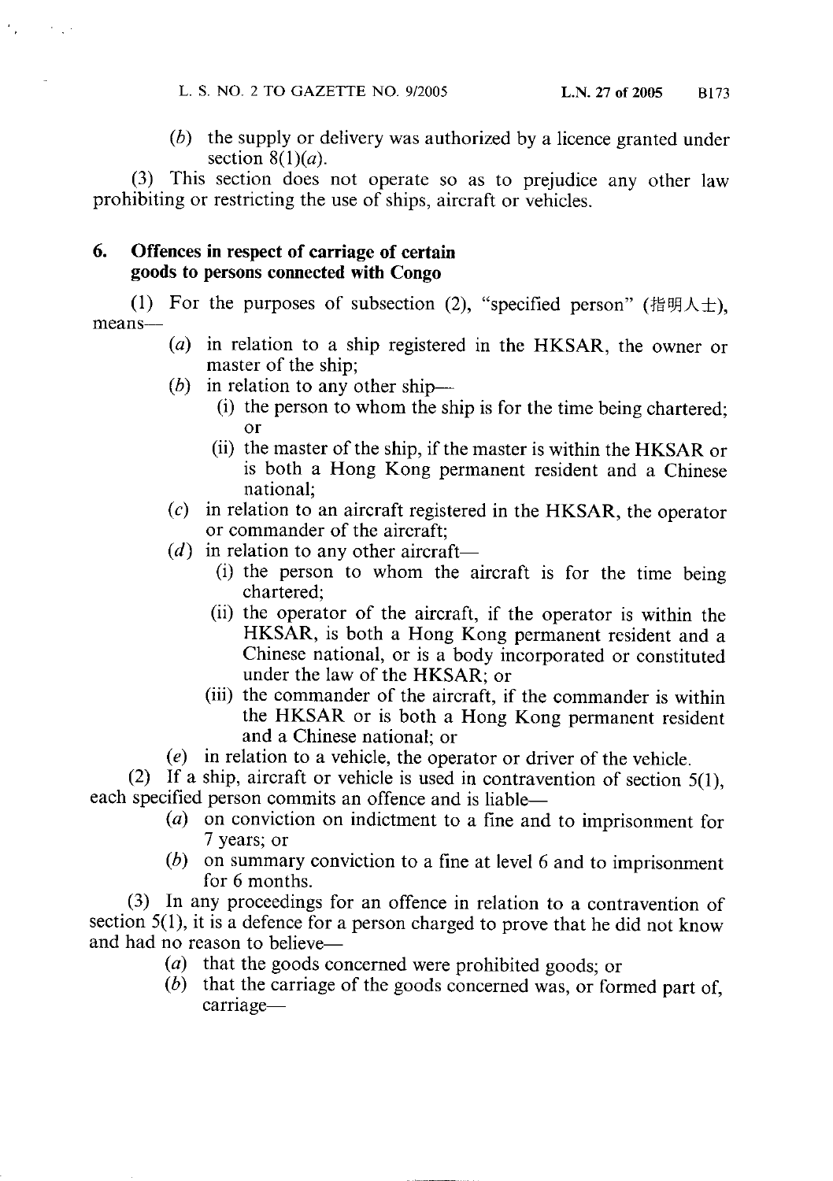(*b*) the supply or delivery was authorized by a licence granted under section 8(1)(*a*).

(3) This section does not operate so as to prejudice any other law prohibiting or restricting the use of ships, aircraft or vehicles.

### 6. Offences in respect of carriage of certain goods to persons connected with Congo

(1) For the purposes of subsection (2), "specified person" (指明人士), means—

- (*a*) in relation to a ship registered in the HKSAR, the owner or master of the ship;
- (*b*) in relation to any other ship—
  - (i) the person to whom the ship is for the time being chartered; or
  - (ii) the master of the ship, if the master is within the HKSAR or is both a Hong Kong permanent resident and a Chinese national;
- (*c*) in relation to an aircraft registered in the HKSAR, the operator or commander of the aircraft;
- (*d*) in relation to any other aircraft—
  - (i) the person to whom the aircraft is for the time being chartered;
  - (ii) the operator of the aircraft, if the operator is within the HKSAR, is both a Hong Kong permanent resident and a Chinese national, or is a body incorporated or constituted under the law of the HKSAR; or
  - (iii) the commander of the aircraft, if the commander is within the HKSAR or is both a Hong Kong permanent resident and a Chinese national; or
- (*e*) in relation to a vehicle, the operator or driver of the vehicle.

(2) If a ship, aircraft or vehicle is used in contravention of section 5(1), each specified person commits an offence and is liable—

- (*a*) on conviction on indictment to a fine and to imprisonment for 7 years; or
- (*b*) on summary conviction to a fine at level 6 and to imprisonment for 6 months.

(3) In any proceedings for an offence in relation to a contravention of section 5(1), it is a defence for a person charged to prove that he did not know and had no reason to believe—

- (*a*) that the goods concerned were prohibited goods; or
- (*b*) that the carriage of the goods concerned was, or formed part of, carriage—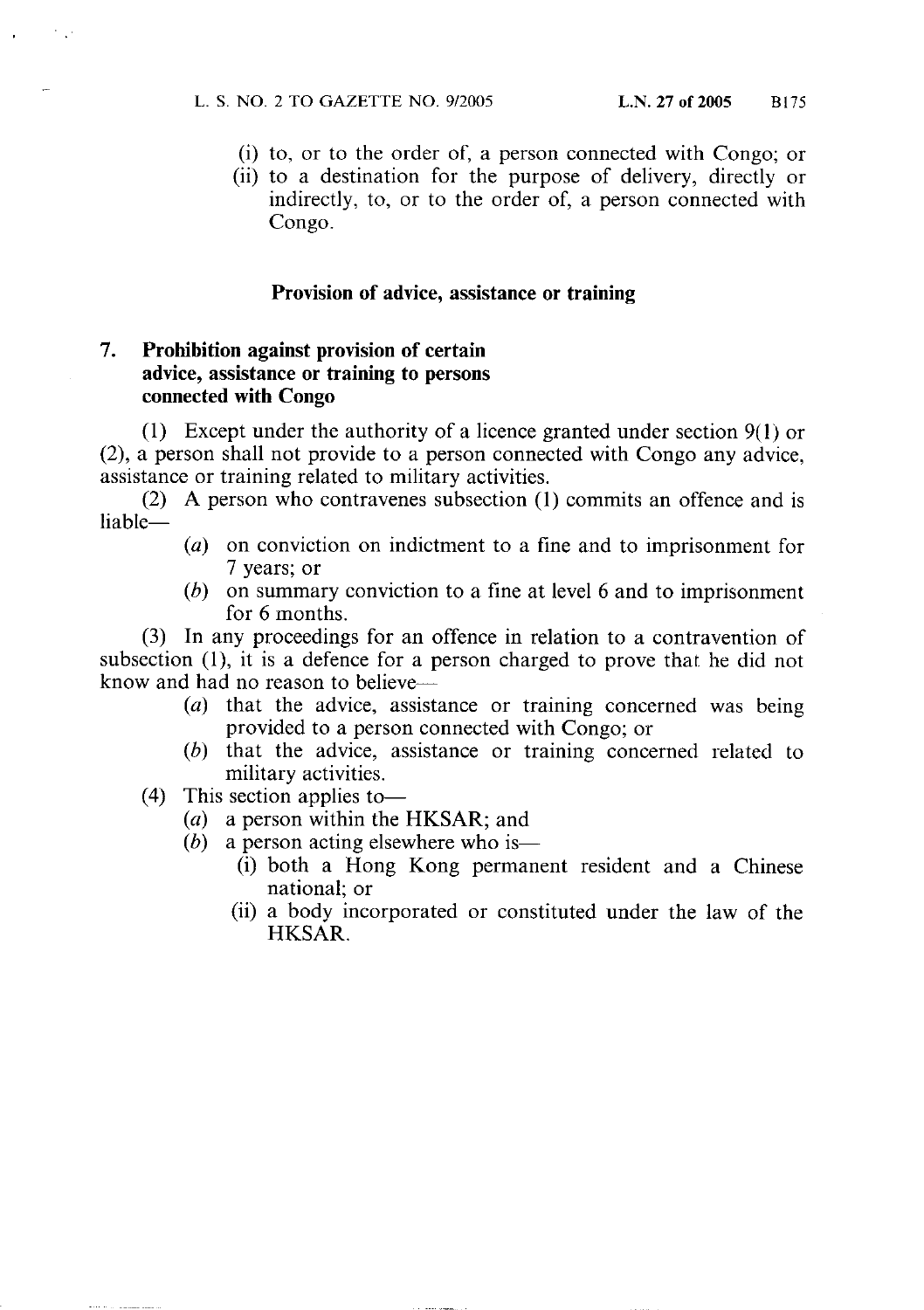(i) to, or to the order of, a person connected with Congo; or
(ii) to a destination for the purpose of delivery, directly or indirectly, to, or to the order of, a person connected with Congo.

## Provision of advice, assistance or training

### 7. Prohibition against provision of certain advice, assistance or training to persons connected with Congo

(1) Except under the authority of a licence granted under section 9(1) or (2), a person shall not provide to a person connected with Congo any advice, assistance or training related to military activities.

(2) A person who contravenes subsection (1) commits an offence and is liable—

- (*a*) on conviction on indictment to a fine and to imprisonment for 7 years; or
- (*b*) on summary conviction to a fine at level 6 and to imprisonment for 6 months.

(3) In any proceedings for an offence in relation to a contravention of subsection (1), it is a defence for a person charged to prove that he did not know and had no reason to believe—

- (*a*) that the advice, assistance or training concerned was being provided to a person connected with Congo; or
- (*b*) that the advice, assistance or training concerned related to military activities.

(4) This section applies to—

- (*a*) a person within the HKSAR; and
- (*b*) a person acting elsewhere who is—
  - (i) both a Hong Kong permanent resident and a Chinese national; or
  - (ii) a body incorporated or constituted under the law of the HKSAR.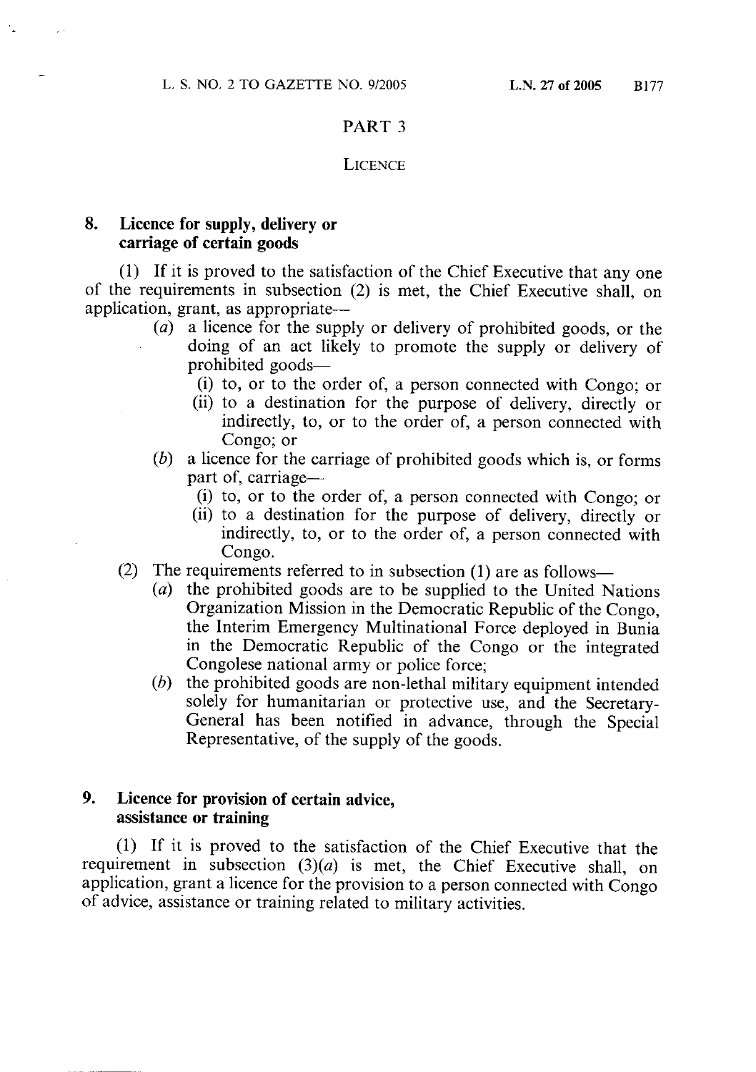## PART 3

### LICENCE

**8. Licence for supply, delivery or carriage of certain goods**

(1) If it is proved to the satisfaction of the Chief Executive that any one of the requirements in subsection (2) is met, the Chief Executive shall, on application, grant, as appropriate—

- (*a*) a licence for the supply or delivery of prohibited goods, or the doing of an act likely to promote the supply or delivery of prohibited goods—
  - (i) to, or to the order of, a person connected with Congo; or
  - (ii) to a destination for the purpose of delivery, directly or indirectly, to, or to the order of, a person connected with Congo; or
- (*b*) a licence for the carriage of prohibited goods which is, or forms part of, carriage—
  - (i) to, or to the order of, a person connected with Congo; or
  - (ii) to a destination for the purpose of delivery, directly or indirectly, to, or to the order of, a person connected with Congo.

(2) The requirements referred to in subsection (1) are as follows—

- (*a*) the prohibited goods are to be supplied to the United Nations Organization Mission in the Democratic Republic of the Congo, the Interim Emergency Multinational Force deployed in Bunia in the Democratic Republic of the Congo or the integrated Congolese national army or police force;
- (*b*) the prohibited goods are non-lethal military equipment intended solely for humanitarian or protective use, and the Secretary-General has been notified in advance, through the Special Representative, of the supply of the goods.

**9. Licence for provision of certain advice, assistance or training**

(1) If it is proved to the satisfaction of the Chief Executive that the requirement in subsection (3)(*a*) is met, the Chief Executive shall, on application, grant a licence for the provision to a person connected with Congo of advice, assistance or training related to military activities.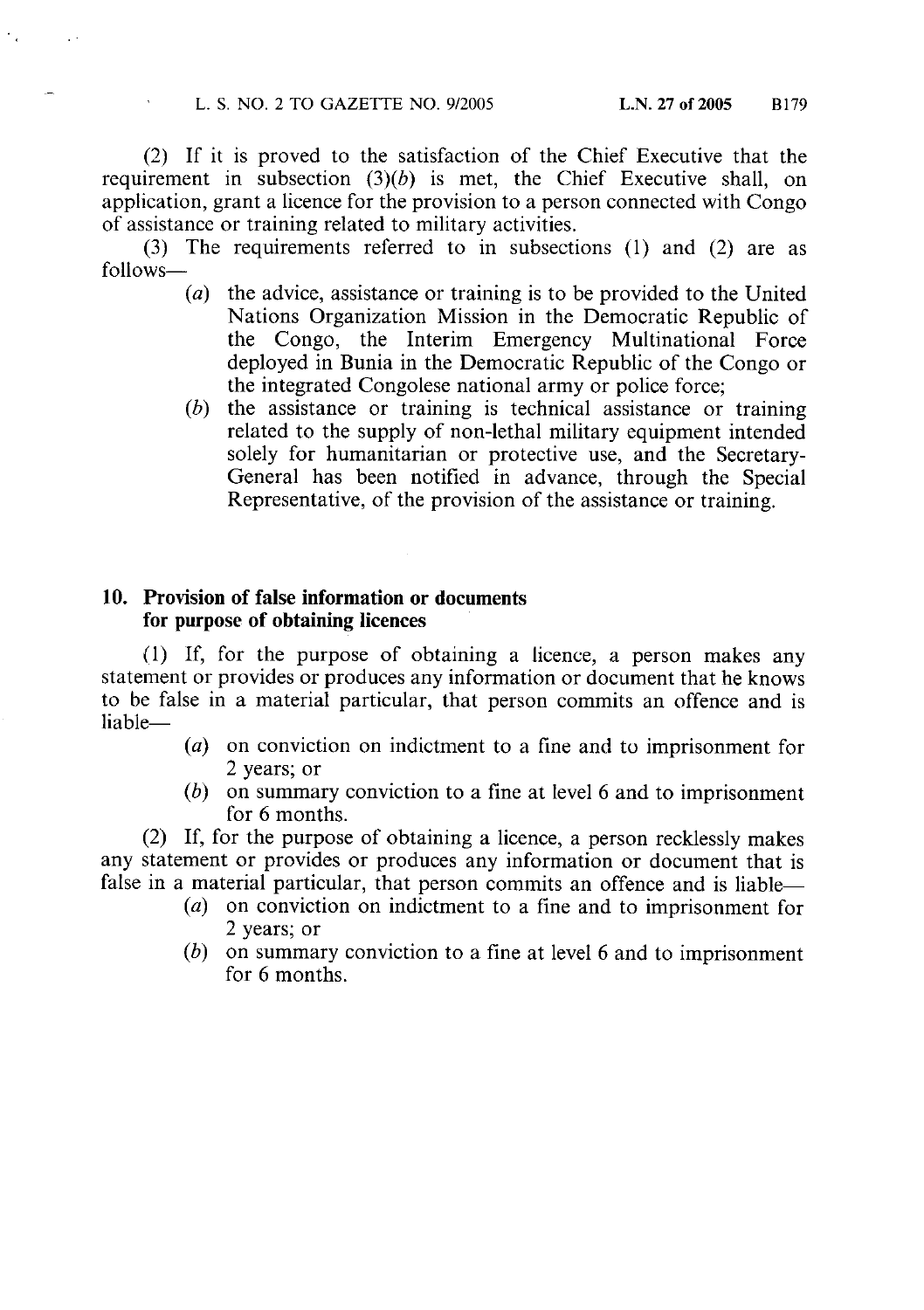(2) If it is proved to the satisfaction of the Chief Executive that the requirement in subsection (3)(*b*) is met, the Chief Executive shall, on application, grant a licence for the provision to a person connected with Congo of assistance or training related to military activities.

(3) The requirements referred to in subsections (1) and (2) are as follows—

- (*a*) the advice, assistance or training is to be provided to the United Nations Organization Mission in the Democratic Republic of the Congo, the Interim Emergency Multinational Force deployed in Bunia in the Democratic Republic of the Congo or the integrated Congolese national army or police force;
- (*b*) the assistance or training is technical assistance or training related to the supply of non-lethal military equipment intended solely for humanitarian or protective use, and the Secretary-General has been notified in advance, through the Special Representative, of the provision of the assistance or training.

### 10. Provision of false information or documents for purpose of obtaining licences

(1) If, for the purpose of obtaining a licence, a person makes any statement or provides or produces any information or document that he knows to be false in a material particular, that person commits an offence and is liable—

- (*a*) on conviction on indictment to a fine and to imprisonment for 2 years; or
- (*b*) on summary conviction to a fine at level 6 and to imprisonment for 6 months.

(2) If, for the purpose of obtaining a licence, a person recklessly makes any statement or provides or produces any information or document that is false in a material particular, that person commits an offence and is liable—

- (*a*) on conviction on indictment to a fine and to imprisonment for 2 years; or
- (*b*) on summary conviction to a fine at level 6 and to imprisonment for 6 months.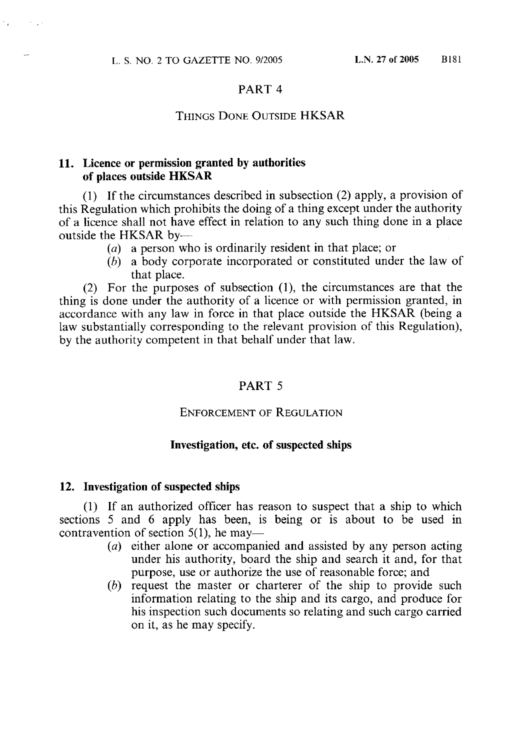## PART 4

### THINGS DONE OUTSIDE HKSAR

**11. Licence or permission granted by authorities of places outside HKSAR**

(1) If the circumstances described in subsection (2) apply, a provision of this Regulation which prohibits the doing of a thing except under the authority of a licence shall not have effect in relation to any such thing done in a place outside the HKSAR by—

- (*a*) a person who is ordinarily resident in that place; or
- (*b*) a body corporate incorporated or constituted under the law of that place.

(2) For the purposes of subsection (1), the circumstances are that the thing is done under the authority of a licence or with permission granted, in accordance with any law in force in that place outside the HKSAR (being a law substantially corresponding to the relevant provision of this Regulation), by the authority competent in that behalf under that law.

## PART 5

### ENFORCEMENT OF REGULATION

**Investigation, etc. of suspected ships**

**12. Investigation of suspected ships**

(1) If an authorized officer has reason to suspect that a ship to which sections 5 and 6 apply has been, is being or is about to be used in contravention of section 5(1), he may—

- (*a*) either alone or accompanied and assisted by any person acting under his authority, board the ship and search it and, for that purpose, use or authorize the use of reasonable force; and
- (*b*) request the master or charterer of the ship to provide such information relating to the ship and its cargo, and produce for his inspection such documents so relating and such cargo carried on it, as he may specify.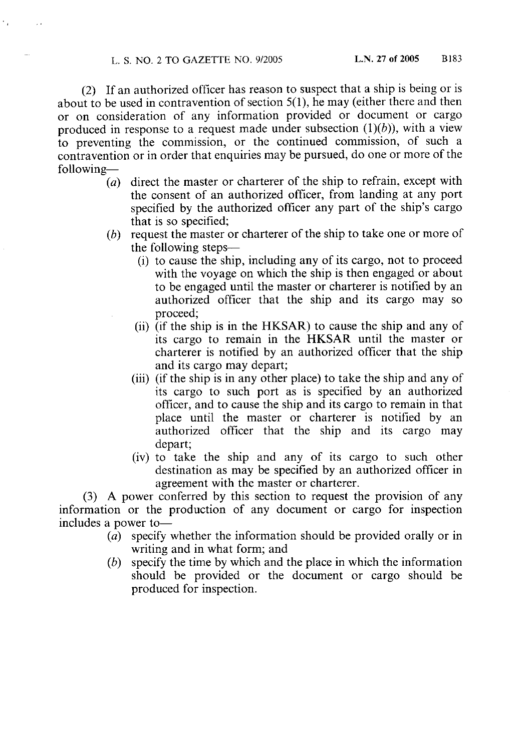(2) If an authorized officer has reason to suspect that a ship is being or is about to be used in contravention of section 5(1), he may (either there and then or on consideration of any information provided or document or cargo produced in response to a request made under subsection (1)(*b*)), with a view to preventing the commission, or the continued commission, of such a contravention or in order that enquiries may be pursued, do one or more of the following—

- (*a*) direct the master or charterer of the ship to refrain, except with the consent of an authorized officer, from landing at any port specified by the authorized officer any part of the ship's cargo that is so specified;
- (*b*) request the master or charterer of the ship to take one or more of the following steps—
  - (i) to cause the ship, including any of its cargo, not to proceed with the voyage on which the ship is then engaged or about to be engaged until the master or charterer is notified by an authorized officer that the ship and its cargo may so proceed;
  - (ii) (if the ship is in the HKSAR) to cause the ship and any of its cargo to remain in the HKSAR until the master or charterer is notified by an authorized officer that the ship and its cargo may depart;
  - (iii) (if the ship is in any other place) to take the ship and any of its cargo to such port as is specified by an authorized officer, and to cause the ship and its cargo to remain in that place until the master or charterer is notified by an authorized officer that the ship and its cargo may depart;
  - (iv) to take the ship and any of its cargo to such other destination as may be specified by an authorized officer in agreement with the master or charterer.

(3) A power conferred by this section to request the provision of any information or the production of any document or cargo for inspection includes a power to—

- (*a*) specify whether the information should be provided orally or in writing and in what form; and
- (*b*) specify the time by which and the place in which the information should be provided or the document or cargo should be produced for inspection.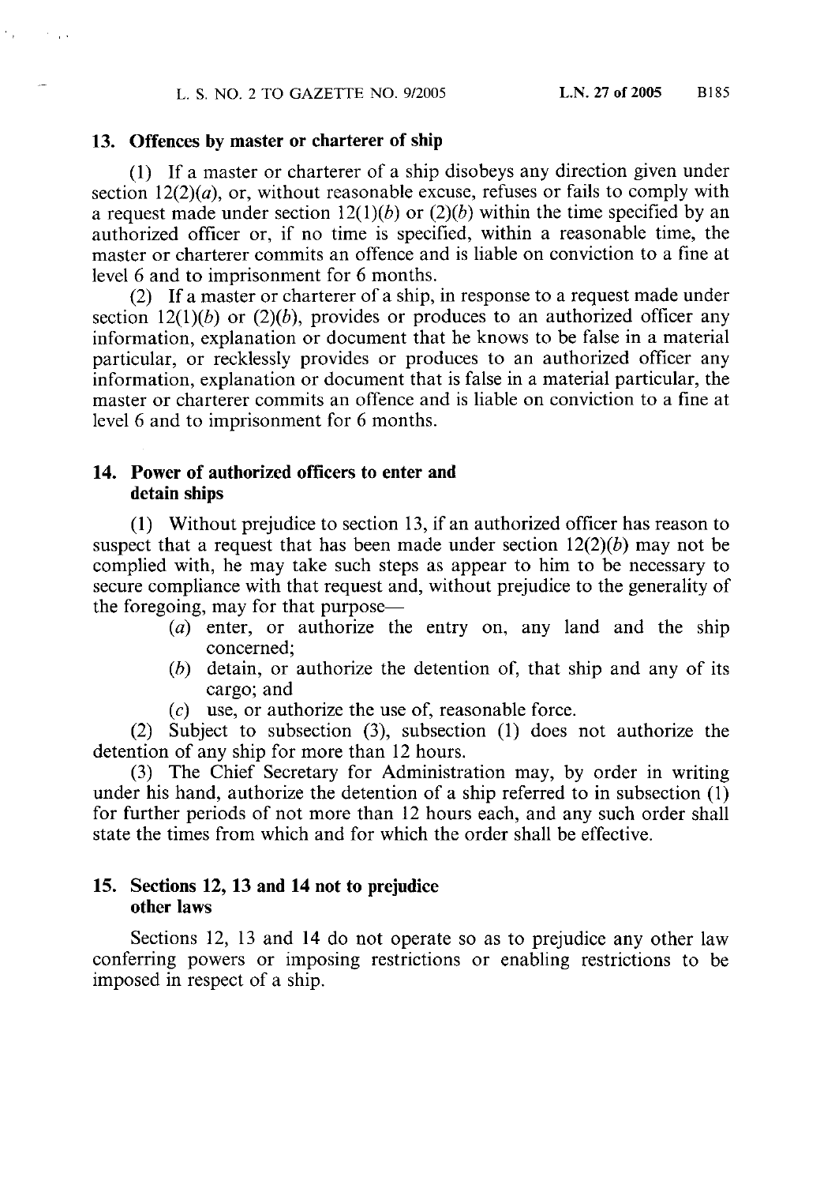### 13. Offences by master or charterer of ship

(1) If a master or charterer of a ship disobeys any direction given under section 12(2)(*a*), or, without reasonable excuse, refuses or fails to comply with a request made under section 12(1)(*b*) or (2)(*b*) within the time specified by an authorized officer or, if no time is specified, within a reasonable time, the master or charterer commits an offence and is liable on conviction to a fine at level 6 and to imprisonment for 6 months.

(2) If a master or charterer of a ship, in response to a request made under section 12(1)(*b*) or (2)(*b*), provides or produces to an authorized officer any information, explanation or document that he knows to be false in a material particular, or recklessly provides or produces to an authorized officer any information, explanation or document that is false in a material particular, the master or charterer commits an offence and is liable on conviction to a fine at level 6 and to imprisonment for 6 months.

### 14. Power of authorized officers to enter and detain ships

(1) Without prejudice to section 13, if an authorized officer has reason to suspect that a request that has been made under section 12(2)(*b*) may not be complied with, he may take such steps as appear to him to be necessary to secure compliance with that request and, without prejudice to the generality of the foregoing, may for that purpose—

- (*a*) enter, or authorize the entry on, any land and the ship concerned;
- (*b*) detain, or authorize the detention of, that ship and any of its cargo; and
- (*c*) use, or authorize the use of, reasonable force.

(2) Subject to subsection (3), subsection (1) does not authorize the detention of any ship for more than 12 hours.

(3) The Chief Secretary for Administration may, by order in writing under his hand, authorize the detention of a ship referred to in subsection (1) for further periods of not more than 12 hours each, and any such order shall state the times from which and for which the order shall be effective.

### 15. Sections 12, 13 and 14 not to prejudice other laws

Sections 12, 13 and 14 do not operate so as to prejudice any other law conferring powers or imposing restrictions or enabling restrictions to be imposed in respect of a ship.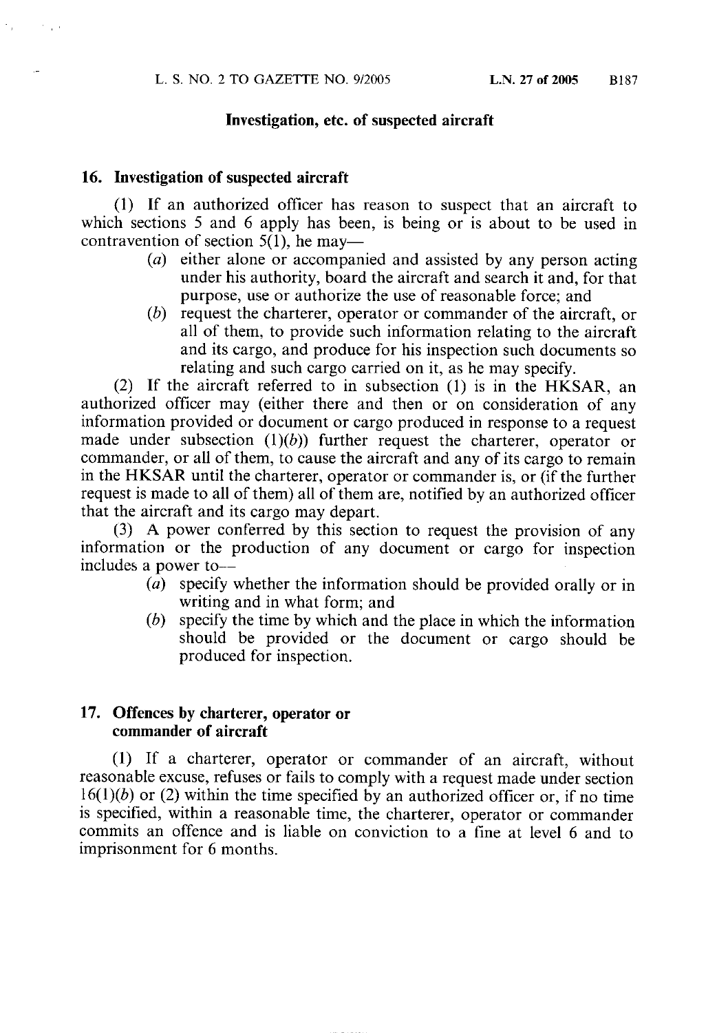## Investigation, etc. of suspected aircraft

### 16. Investigation of suspected aircraft

(1) If an authorized officer has reason to suspect that an aircraft to which sections 5 and 6 apply has been, is being or is about to be used in contravention of section 5(1), he may—

(*a*) either alone or accompanied and assisted by any person acting under his authority, board the aircraft and search it and, for that purpose, use or authorize the use of reasonable force; and

(*b*) request the charterer, operator or commander of the aircraft, or all of them, to provide such information relating to the aircraft and its cargo, and produce for his inspection such documents so relating and such cargo carried on it, as he may specify.

(2) If the aircraft referred to in subsection (1) is in the HKSAR, an authorized officer may (either there and then or on consideration of any information provided or document or cargo produced in response to a request made under subsection (1)(*b*)) further request the charterer, operator or commander, or all of them, to cause the aircraft and any of its cargo to remain in the HKSAR until the charterer, operator or commander is, or (if the further request is made to all of them) all of them are, notified by an authorized officer that the aircraft and its cargo may depart.

(3) A power conferred by this section to request the provision of any information or the production of any document or cargo for inspection includes a power to—

(*a*) specify whether the information should be provided orally or in writing and in what form; and

(*b*) specify the time by which and the place in which the information should be provided or the document or cargo should be produced for inspection.

### 17. Offences by charterer, operator or commander of aircraft

(1) If a charterer, operator or commander of an aircraft, without reasonable excuse, refuses or fails to comply with a request made under section 16(1)(*b*) or (2) within the time specified by an authorized officer or, if no time is specified, within a reasonable time, the charterer, operator or commander commits an offence and is liable on conviction to a fine at level 6 and to imprisonment for 6 months.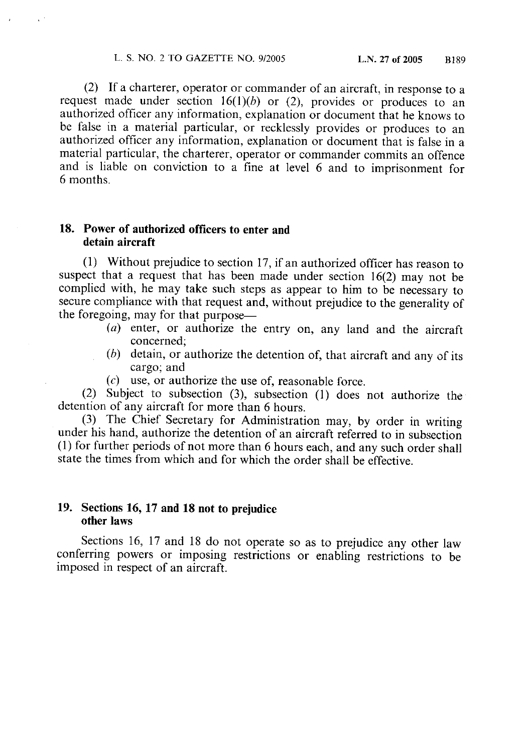(2) If a charterer, operator or commander of an aircraft, in response to a request made under section 16(1)(*b*) or (2), provides or produces to an authorized officer any information, explanation or document that he knows to be false in a material particular, or recklessly provides or produces to an authorized officer any information, explanation or document that is false in a material particular, the charterer, operator or commander commits an offence and is liable on conviction to a fine at level 6 and to imprisonment for 6 months.

## 18. Power of authorized officers to enter and detain aircraft

(1) Without prejudice to section 17, if an authorized officer has reason to suspect that a request that has been made under section 16(2) may not be complied with, he may take such steps as appear to him to be necessary to secure compliance with that request and, without prejudice to the generality of the foregoing, may for that purpose—

- (*a*) enter, or authorize the entry on, any land and the aircraft concerned;
- (*b*) detain, or authorize the detention of, that aircraft and any of its cargo; and
- (*c*) use, or authorize the use of, reasonable force.

(2) Subject to subsection (3), subsection (1) does not authorize the detention of any aircraft for more than 6 hours.

(3) The Chief Secretary for Administration may, by order in writing under his hand, authorize the detention of an aircraft referred to in subsection (1) for further periods of not more than 6 hours each, and any such order shall state the times from which and for which the order shall be effective.

## 19. Sections 16, 17 and 18 not to prejudice other laws

Sections 16, 17 and 18 do not operate so as to prejudice any other law conferring powers or imposing restrictions or enabling restrictions to be imposed in respect of an aircraft.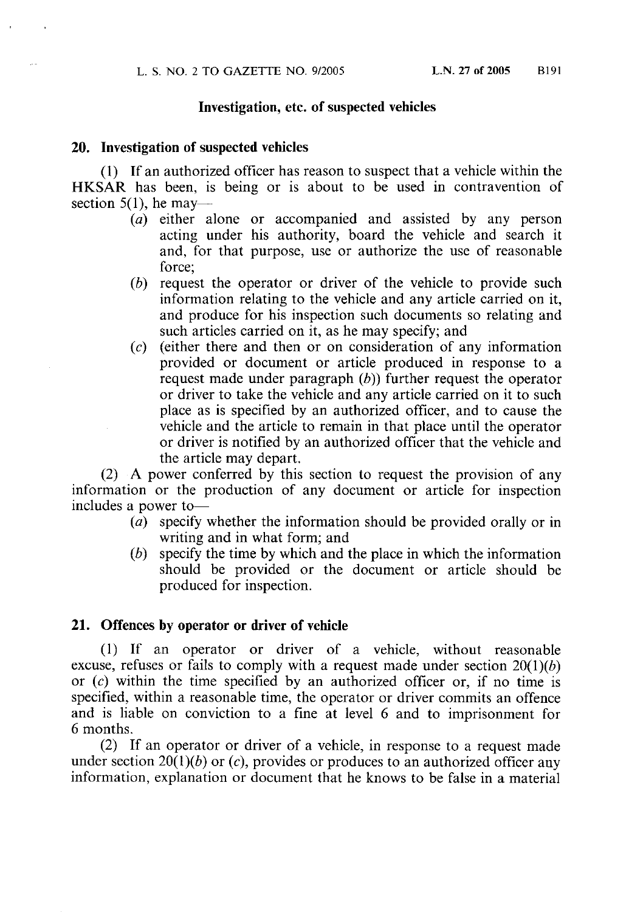## Investigation, etc. of suspected vehicles

### 20. Investigation of suspected vehicles

(1) If an authorized officer has reason to suspect that a vehicle within the HKSAR has been, is being or is about to be used in contravention of section 5(1), he may—

- (*a*) either alone or accompanied and assisted by any person acting under his authority, board the vehicle and search it and, for that purpose, use or authorize the use of reasonable force;
- (*b*) request the operator or driver of the vehicle to provide such information relating to the vehicle and any article carried on it, and produce for his inspection such documents so relating and such articles carried on it, as he may specify; and
- (*c*) (either there and then or on consideration of any information provided or document or article produced in response to a request made under paragraph (*b*)) further request the operator or driver to take the vehicle and any article carried on it to such place as is specified by an authorized officer, and to cause the vehicle and the article to remain in that place until the operator or driver is notified by an authorized officer that the vehicle and the article may depart.

(2) A power conferred by this section to request the provision of any information or the production of any document or article for inspection includes a power to—

- (*a*) specify whether the information should be provided orally or in writing and in what form; and
- (*b*) specify the time by which and the place in which the information should be provided or the document or article should be produced for inspection.

### 21. Offences by operator or driver of vehicle

(1) If an operator or driver of a vehicle, without reasonable excuse, refuses or fails to comply with a request made under section 20(1)(*b*) or (*c*) within the time specified by an authorized officer or, if no time is specified, within a reasonable time, the operator or driver commits an offence and is liable on conviction to a fine at level 6 and to imprisonment for 6 months.

(2) If an operator or driver of a vehicle, in response to a request made under section 20(1)(*b*) or (*c*), provides or produces to an authorized officer any information, explanation or document that he knows to be false in a material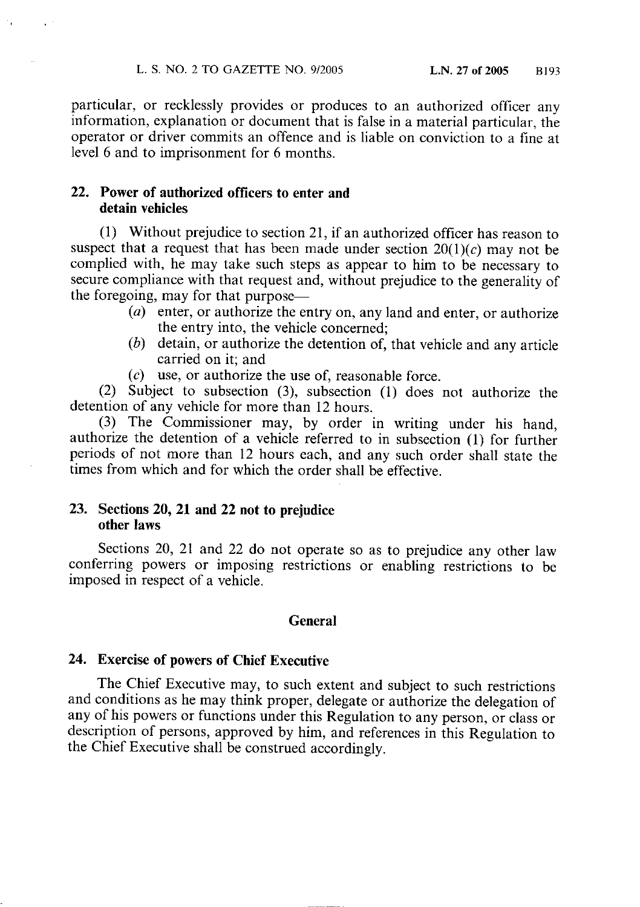particular, or recklessly provides or produces to an authorized officer any information, explanation or document that is false in a material particular, the operator or driver commits an offence and is liable on conviction to a fine at level 6 and to imprisonment for 6 months.

### 22. Power of authorized officers to enter and detain vehicles

(1) Without prejudice to section 21, if an authorized officer has reason to suspect that a request that has been made under section 20(1)(*c*) may not be complied with, he may take such steps as appear to him to be necessary to secure compliance with that request and, without prejudice to the generality of the foregoing, may for that purpose—

(*a*) enter, or authorize the entry on, any land and enter, or authorize the entry into, the vehicle concerned;

(*b*) detain, or authorize the detention of, that vehicle and any article carried on it; and

(*c*) use, or authorize the use of, reasonable force.

(2) Subject to subsection (3), subsection (1) does not authorize the detention of any vehicle for more than 12 hours.

(3) The Commissioner may, by order in writing under his hand, authorize the detention of a vehicle referred to in subsection (1) for further periods of not more than 12 hours each, and any such order shall state the times from which and for which the order shall be effective.

### 23. Sections 20, 21 and 22 not to prejudice other laws

Sections 20, 21 and 22 do not operate so as to prejudice any other law conferring powers or imposing restrictions or enabling restrictions to be imposed in respect of a vehicle.

## General

### 24. Exercise of powers of Chief Executive

The Chief Executive may, to such extent and subject to such restrictions and conditions as he may think proper, delegate or authorize the delegation of any of his powers or functions under this Regulation to any person, or class or description of persons, approved by him, and references in this Regulation to the Chief Executive shall be construed accordingly.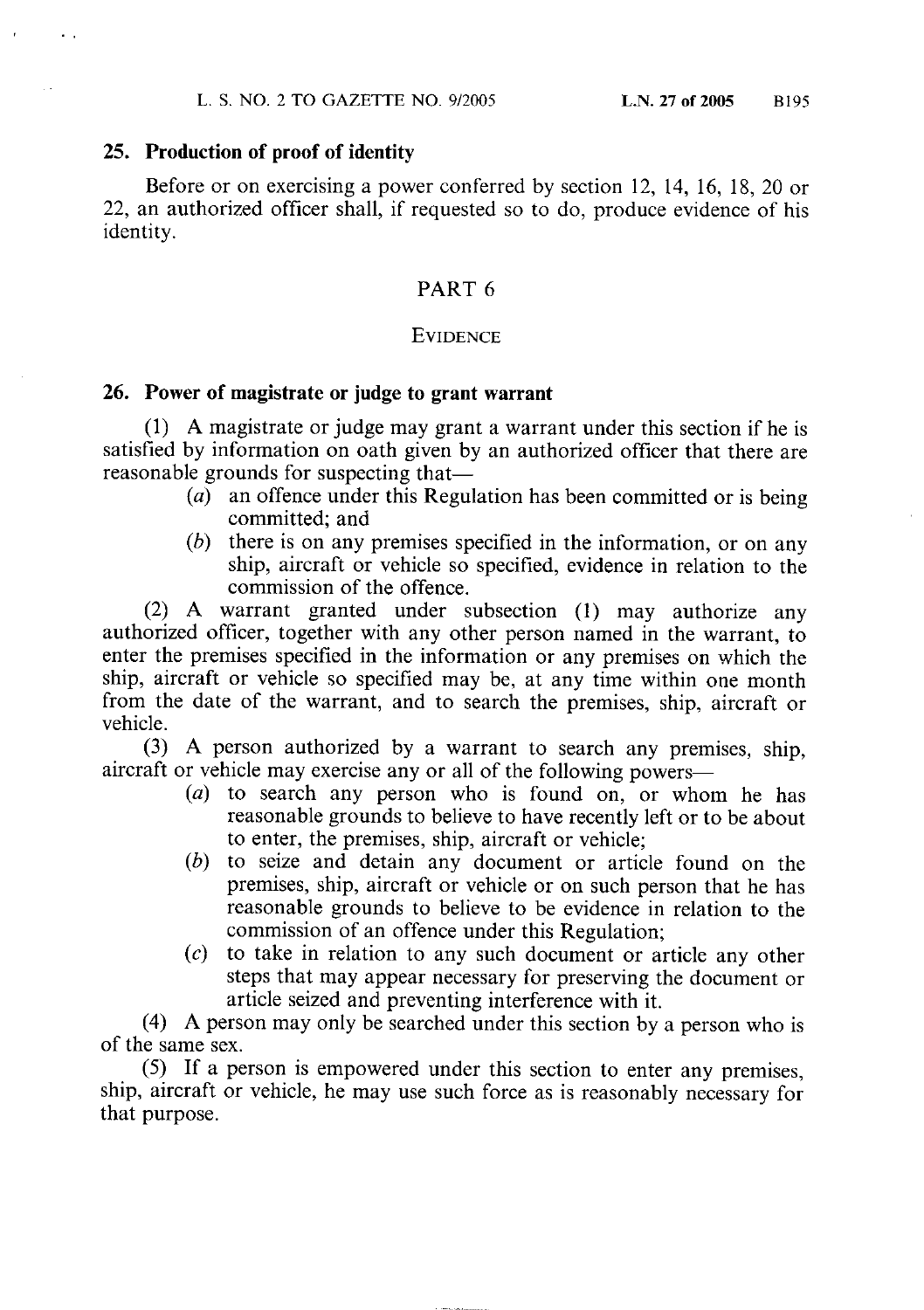## 25. Production of proof of identity

Before or on exercising a power conferred by section 12, 14, 16, 18, 20 or 22, an authorized officer shall, if requested so to do, produce evidence of his identity.

# PART 6

## EVIDENCE

## 26. Power of magistrate or judge to grant warrant

(1) A magistrate or judge may grant a warrant under this section if he is satisfied by information on oath given by an authorized officer that there are reasonable grounds for suspecting that—

- (*a*) an offence under this Regulation has been committed or is being committed; and
- (*b*) there is on any premises specified in the information, or on any ship, aircraft or vehicle so specified, evidence in relation to the commission of the offence.

(2) A warrant granted under subsection (1) may authorize any authorized officer, together with any other person named in the warrant, to enter the premises specified in the information or any premises on which the ship, aircraft or vehicle so specified may be, at any time within one month from the date of the warrant, and to search the premises, ship, aircraft or vehicle.

(3) A person authorized by a warrant to search any premises, ship, aircraft or vehicle may exercise any or all of the following powers—

- (*a*) to search any person who is found on, or whom he has reasonable grounds to believe to have recently left or to be about to enter, the premises, ship, aircraft or vehicle;
- (*b*) to seize and detain any document or article found on the premises, ship, aircraft or vehicle or on such person that he has reasonable grounds to believe to be evidence in relation to the commission of an offence under this Regulation;
- (*c*) to take in relation to any such document or article any other steps that may appear necessary for preserving the document or article seized and preventing interference with it.

(4) A person may only be searched under this section by a person who is of the same sex.

(5) If a person is empowered under this section to enter any premises, ship, aircraft or vehicle, he may use such force as is reasonably necessary for that purpose.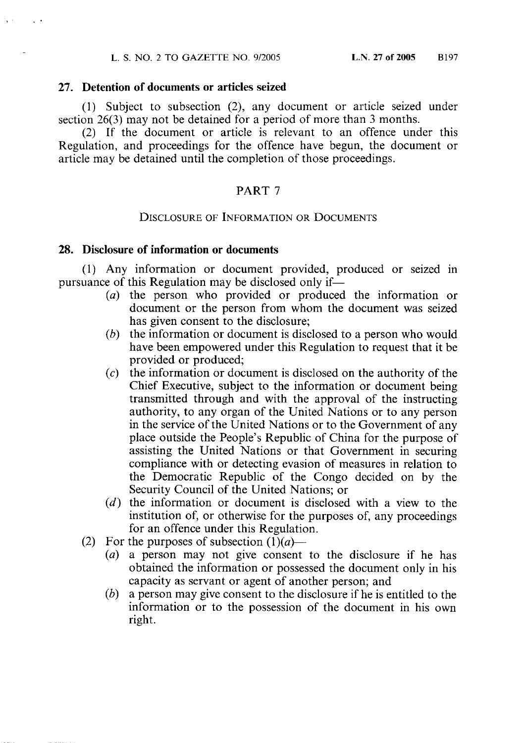### 27. Detention of documents or articles seized

(1) Subject to subsection (2), any document or article seized under section 26(3) may not be detained for a period of more than 3 months.

(2) If the document or article is relevant to an offence under this Regulation, and proceedings for the offence have begun, the document or article may be detained until the completion of those proceedings.

## PART 7

## DISCLOSURE OF INFORMATION OR DOCUMENTS

### 28. Disclosure of information or documents

(1) Any information or document provided, produced or seized in pursuance of this Regulation may be disclosed only if—

- (*a*) the person who provided or produced the information or document or the person from whom the document was seized has given consent to the disclosure;
- (*b*) the information or document is disclosed to a person who would have been empowered under this Regulation to request that it be provided or produced;
- (*c*) the information or document is disclosed on the authority of the Chief Executive, subject to the information or document being transmitted through and with the approval of the instructing authority, to any organ of the United Nations or to any person in the service of the United Nations or to the Government of any place outside the People's Republic of China for the purpose of assisting the United Nations or that Government in securing compliance with or detecting evasion of measures in relation to the Democratic Republic of the Congo decided on by the Security Council of the United Nations; or
- (*d*) the information or document is disclosed with a view to the institution of, or otherwise for the purposes of, any proceedings for an offence under this Regulation.

(2) For the purposes of subsection (1)(*a*)—

- (*a*) a person may not give consent to the disclosure if he has obtained the information or possessed the document only in his capacity as servant or agent of another person; and
- (*b*) a person may give consent to the disclosure if he is entitled to the information or to the possession of the document in his own right.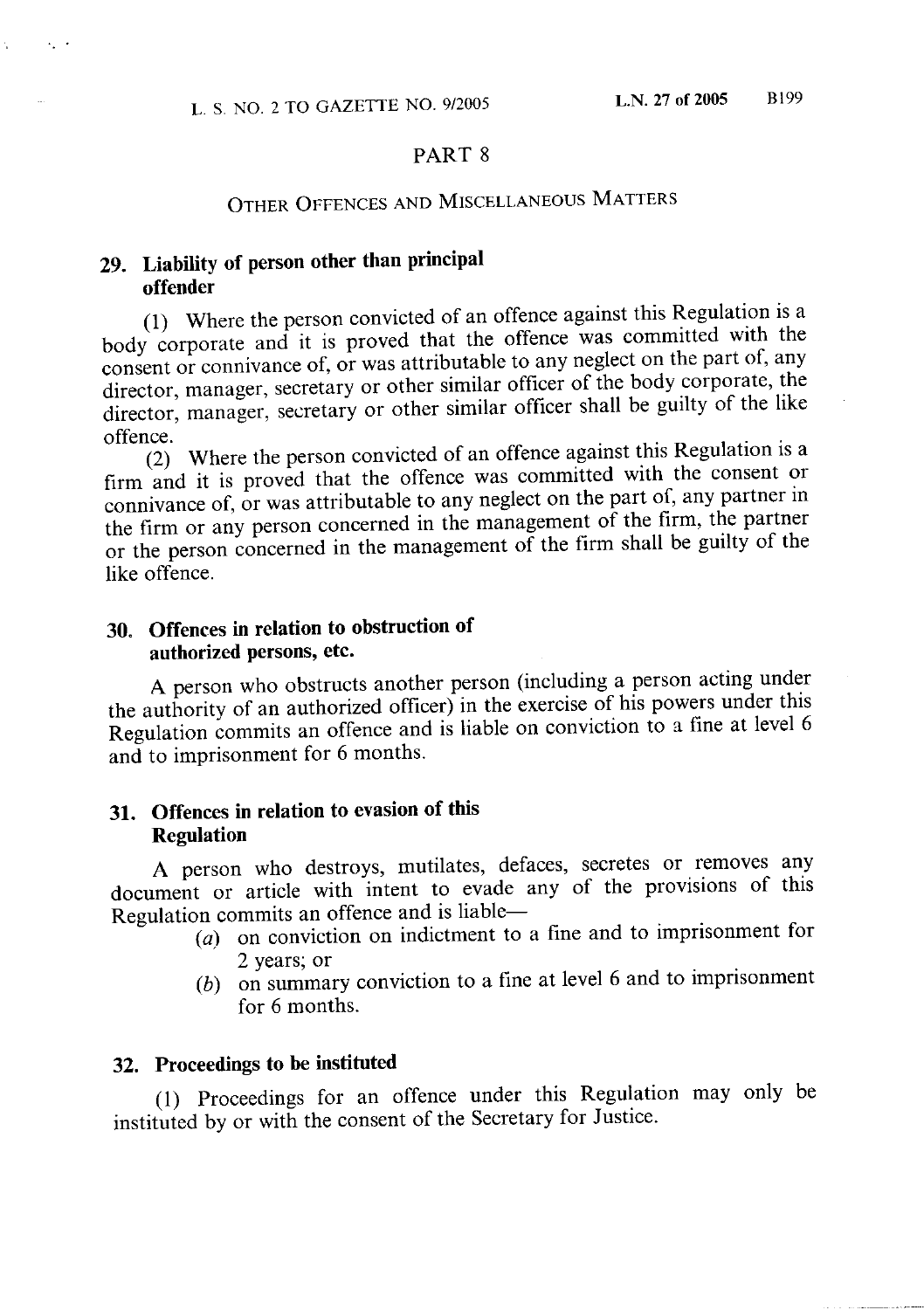## PART 8

### OTHER OFFENCES AND MISCELLANEOUS MATTERS

**29. Liability of person other than principal offender**

(1) Where the person convicted of an offence against this Regulation is a body corporate and it is proved that the offence was committed with the consent or connivance of, or was attributable to any neglect on the part of, any director, manager, secretary or other similar officer of the body corporate, the director, manager, secretary or other similar officer shall be guilty of the like offence.

(2) Where the person convicted of an offence against this Regulation is a firm and it is proved that the offence was committed with the consent or connivance of, or was attributable to any neglect on the part of, any partner in the firm or any person concerned in the management of the firm, the partner or the person concerned in the management of the firm shall be guilty of the like offence.

**30. Offences in relation to obstruction of authorized persons, etc.**

A person who obstructs another person (including a person acting under the authority of an authorized officer) in the exercise of his powers under this Regulation commits an offence and is liable on conviction to a fine at level 6 and to imprisonment for 6 months.

**31. Offences in relation to evasion of this Regulation**

A person who destroys, mutilates, defaces, secretes or removes any document or article with intent to evade any of the provisions of this Regulation commits an offence and is liable—

(*a*) on conviction on indictment to a fine and to imprisonment for 2 years; or

(*b*) on summary conviction to a fine at level 6 and to imprisonment for 6 months.

**32. Proceedings to be instituted**

(1) Proceedings for an offence under this Regulation may only be instituted by or with the consent of the Secretary for Justice.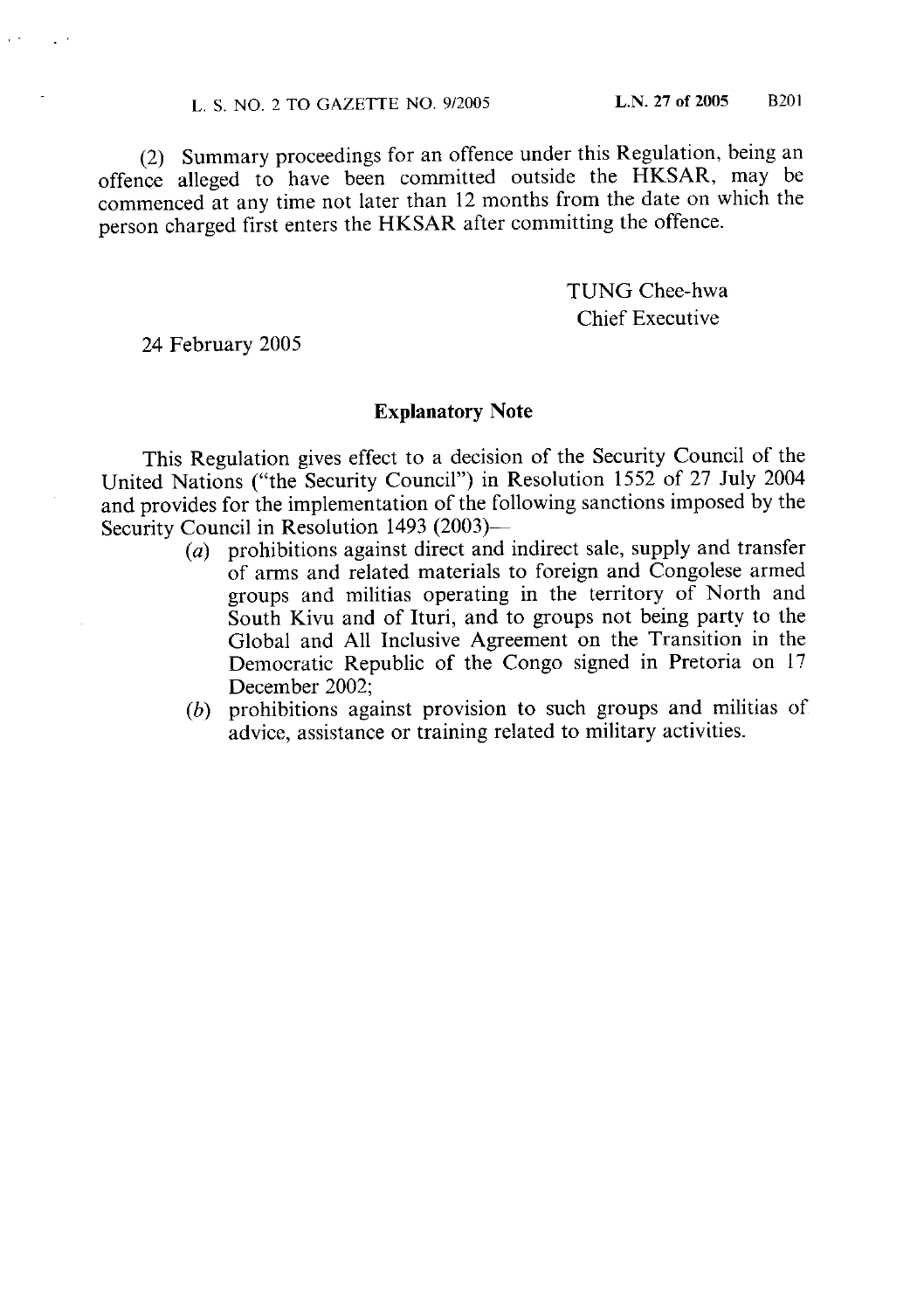(2) Summary proceedings for an offence under this Regulation, being an offence alleged to have been committed outside the HKSAR, may be commenced at any time not later than 12 months from the date on which the person charged first enters the HKSAR after committing the offence.

TUNG Chee-hwa
Chief Executive

24 February 2005

## Explanatory Note

This Regulation gives effect to a decision of the Security Council of the United Nations ("the Security Council") in Resolution 1552 of 27 July 2004 and provides for the implementation of the following sanctions imposed by the Security Council in Resolution 1493 (2003)—

(*a*) prohibitions against direct and indirect sale, supply and transfer of arms and related materials to foreign and Congolese armed groups and militias operating in the territory of North and South Kivu and of Ituri, and to groups not being party to the Global and All Inclusive Agreement on the Transition in the Democratic Republic of the Congo signed in Pretoria on 17 December 2002;

(*b*) prohibitions against provision to such groups and militias of advice, assistance or training related to military activities.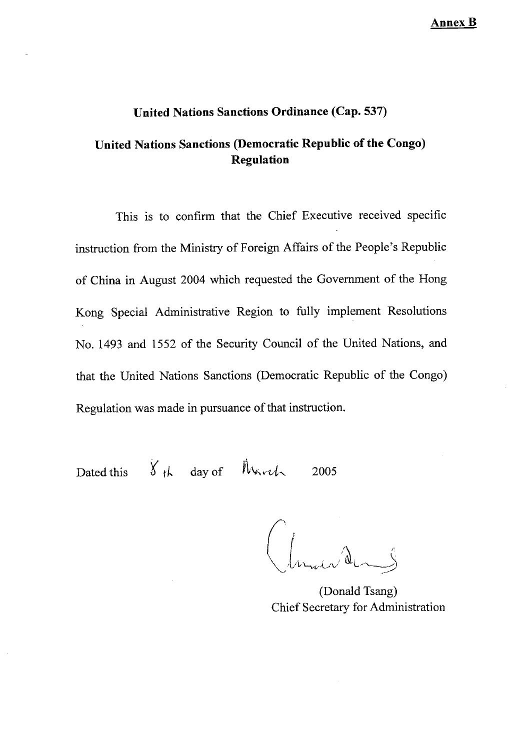**Annex B**

## United Nations Sanctions Ordinance (Cap. 537)

## United Nations Sanctions (Democratic Republic of the Congo) Regulation

This is to confirm that the Chief Executive received specific instruction from the Ministry of Foreign Affairs of the People's Republic of China in August 2004 which requested the Government of the Hong Kong Special Administrative Region to fully implement Resolutions No. 1493 and 1552 of the Security Council of the United Nations, and that the United Nations Sanctions (Democratic Republic of the Congo) Regulation was made in pursuance of that instruction.

Dated this 8th day of March 2005

(Donald Tsang)
Chief Secretary for Administration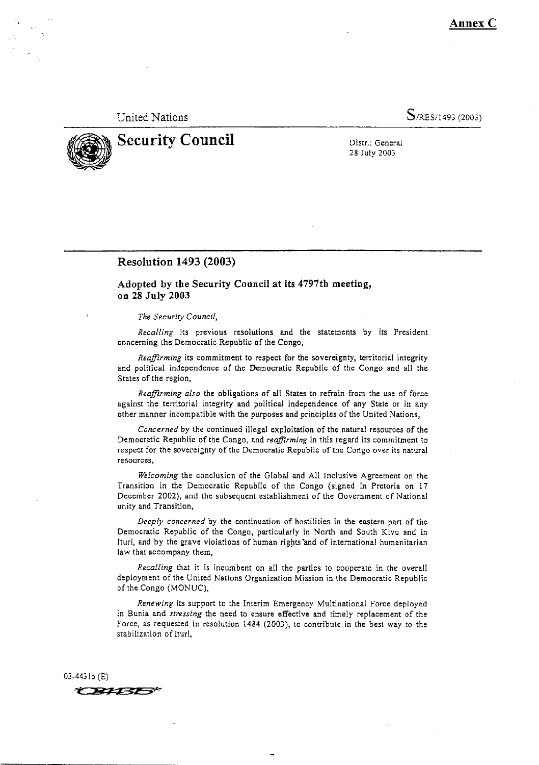**Annex C**

United Nations S/RES/1493 (2003)

# Security Council

Distr.: General
28 July 2003

## Resolution 1493 (2003)

### Adopted by the Security Council at its 4797th meeting, on 28 July 2003

*The Security Council,*

*Recalling* its previous resolutions and the statements by its President concerning the Democratic Republic of the Congo,

*Reaffirming* its commitment to respect for the sovereignty, territorial integrity and political independence of the Democratic Republic of the Congo and all the States of the region,

*Reaffirming also* the obligations of all States to refrain from the use of force against the territorial integrity and political independence of any State or in any other manner incompatible with the purposes and principles of the United Nations,

*Concerned* by the continued illegal exploitation of the natural resources of the Democratic Republic of the Congo, and *reaffirming* in this regard its commitment to respect for the sovereignty of the Democratic Republic of the Congo over its natural resources,

*Welcoming* the conclusion of the Global and All Inclusive Agreement on the Transition in the Democratic Republic of the Congo (signed in Pretoria on 17 December 2002), and the subsequent establishment of the Government of National unity and Transition,

*Deeply concerned* by the continuation of hostilities in the eastern part of the Democratic Republic of the Congo, particularly in North and South Kivu and in Ituri, and by the grave violations of human rights and of international humanitarian law that accompany them,

*Recalling* that it is incumbent on all the parties to cooperate in the overall deployment of the United Nations Organization Mission in the Democratic Republic of the Congo (MONUC),

*Renewing* its support to the Interim Emergency Multinational Force deployed in Bunia and *stressing* the need to ensure effective and timely replacement of the Force, as requested in resolution 1484 (2003), to contribute in the best way to the stabilization of Ituri,

03-44315 (E)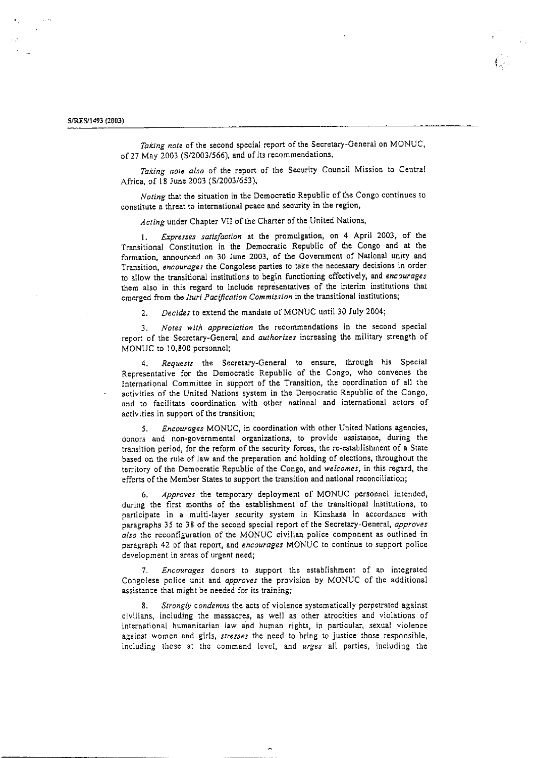*Taking note* of the second special report of the Secretary-General on MONUC, of 27 May 2003 (S/2003/566), and of its recommendations,

*Taking note also* of the report of the Security Council Mission to Central Africa, of 18 June 2003 (S/2003/653),

*Noting* that the situation in the Democratic Republic of the Congo continues to constitute a threat to international peace and security in the region,

*Acting* under Chapter VII of the Charter of the United Nations,

1. *Expresses satisfaction* at the promulgation, on 4 April 2003, of the Transitional Constitution in the Democratic Republic of the Congo and at the formation, announced on 30 June 2003, of the Government of National unity and Transition, *encourages* the Congolese parties to take the necessary decisions in order to allow the transitional institutions to begin functioning effectively, and *encourages* them also in this regard to include representatives of the interim institutions that emerged from the *Ituri Pacification Commission* in the transitional institutions;

2. *Decides* to extend the mandate of MONUC until 30 July 2004;

3. *Notes with appreciation* the recommendations in the second special report of the Secretary-General and *authorizes* increasing the military strength of MONUC to 10,800 personnel;

4. *Requests* the Secretary-General to ensure, through his Special Representative for the Democratic Republic of the Congo, who convenes the International Committee in support of the Transition, the coordination of all the activities of the United Nations system in the Democratic Republic of the Congo, and to facilitate coordination with other national and international actors of activities in support of the transition;

5. *Encourages* MONUC, in coordination with other United Nations agencies, donors and non-governmental organizations, to provide assistance, during the transition period, for the reform of the security forces, the re-establishment of a State based on the rule of law and the preparation and holding of elections, throughout the territory of the Democratic Republic of the Congo, and *welcomes*, in this regard, the efforts of the Member States to support the transition and national reconciliation;

6. *Approves* the temporary deployment of MONUC personnel intended, during the first months of the establishment of the transitional institutions, to participate in a multi-layer security system in Kinshasa in accordance with paragraphs 35 to 38 of the second special report of the Secretary-General, *approves also* the reconfiguration of the MONUC civilian police component as outlined in paragraph 42 of that report, and *encourages* MONUC to continue to support police development in areas of urgent need;

7. *Encourages* donors to support the establishment of an integrated Congolese police unit and *approves* the provision by MONUC of the additional assistance that might be needed for its training;

8. *Strongly condemns* the acts of violence systematically perpetrated against civilians, including the massacres, as well as other atrocities and violations of international humanitarian law and human rights, in particular, sexual violence against women and girls, *stresses* the need to bring to justice those responsible, including those at the command level, and *urges* all parties, including the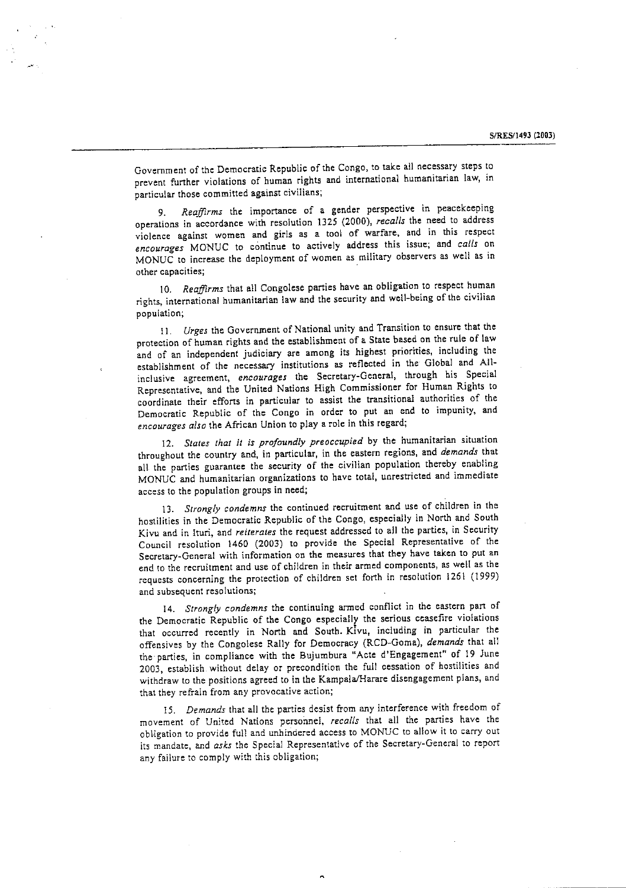Government of the Democratic Republic of the Congo, to take all necessary steps to prevent further violations of human rights and international humanitarian law, in particular those committed against civilians;

9. *Reaffirms* the importance of a gender perspective in peacekeeping operations in accordance with resolution 1325 (2000), *recalls* the need to address violence against women and girls as a tool of warfare, and in this respect *encourages* MONUC to continue to actively address this issue; and *calls* on MONUC to increase the deployment of women as military observers as well as in other capacities;

10. *Reaffirms* that all Congolese parties have an obligation to respect human rights, international humanitarian law and the security and well-being of the civilian population;

11. *Urges* the Government of National unity and Transition to ensure that the protection of human rights and the establishment of a State based on the rule of law and of an independent judiciary are among its highest priorities, including the establishment of the necessary institutions as reflected in the Global and All-inclusive agreement, *encourages* the Secretary-General, through his Special Representative, and the United Nations High Commissioner for Human Rights to coordinate their efforts in particular to assist the transitional authorities of the Democratic Republic of the Congo in order to put an end to impunity, and *encourages also* the African Union to play a role in this regard;

12. *States that it is profoundly preoccupied* by the humanitarian situation throughout the country and, in particular, in the eastern regions, and *demands* that all the parties guarantee the security of the civilian population thereby enabling MONUC and humanitarian organizations to have total, unrestricted and immediate access to the population groups in need;

13. *Strongly condemns* the continued recruitment and use of children in the hostilities in the Democratic Republic of the Congo, especially in North and South Kivu and in Ituri, and *reiterates* the request addressed to all the parties, in Security Council resolution 1460 (2003) to provide the Special Representative of the Secretary-General with information on the measures that they have taken to put an end to the recruitment and use of children in their armed components, as well as the requests concerning the protection of children set forth in resolution 1261 (1999) and subsequent resolutions;

14. *Strongly condemns* the continuing armed conflict in the eastern part of the Democratic Republic of the Congo especially the serious ceasefire violations that occurred recently in North and South Kivu, including in particular the offensives by the Congolese Rally for Democracy (RCD-Goma), *demands* that all the parties, in compliance with the Bujumbura "Acte d'Engagement" of 19 June 2003, establish without delay or precondition the full cessation of hostilities and withdraw to the positions agreed to in the Kampala/Harare disengagement plans, and that they refrain from any provocative action;

15. *Demands* that all the parties desist from any interference with freedom of movement of United Nations personnel, *recalls* that all the parties have the obligation to provide full and unhindered access to MONUC to allow it to carry out its mandate, and *asks* the Special Representative of the Secretary-General to report any failure to comply with this obligation;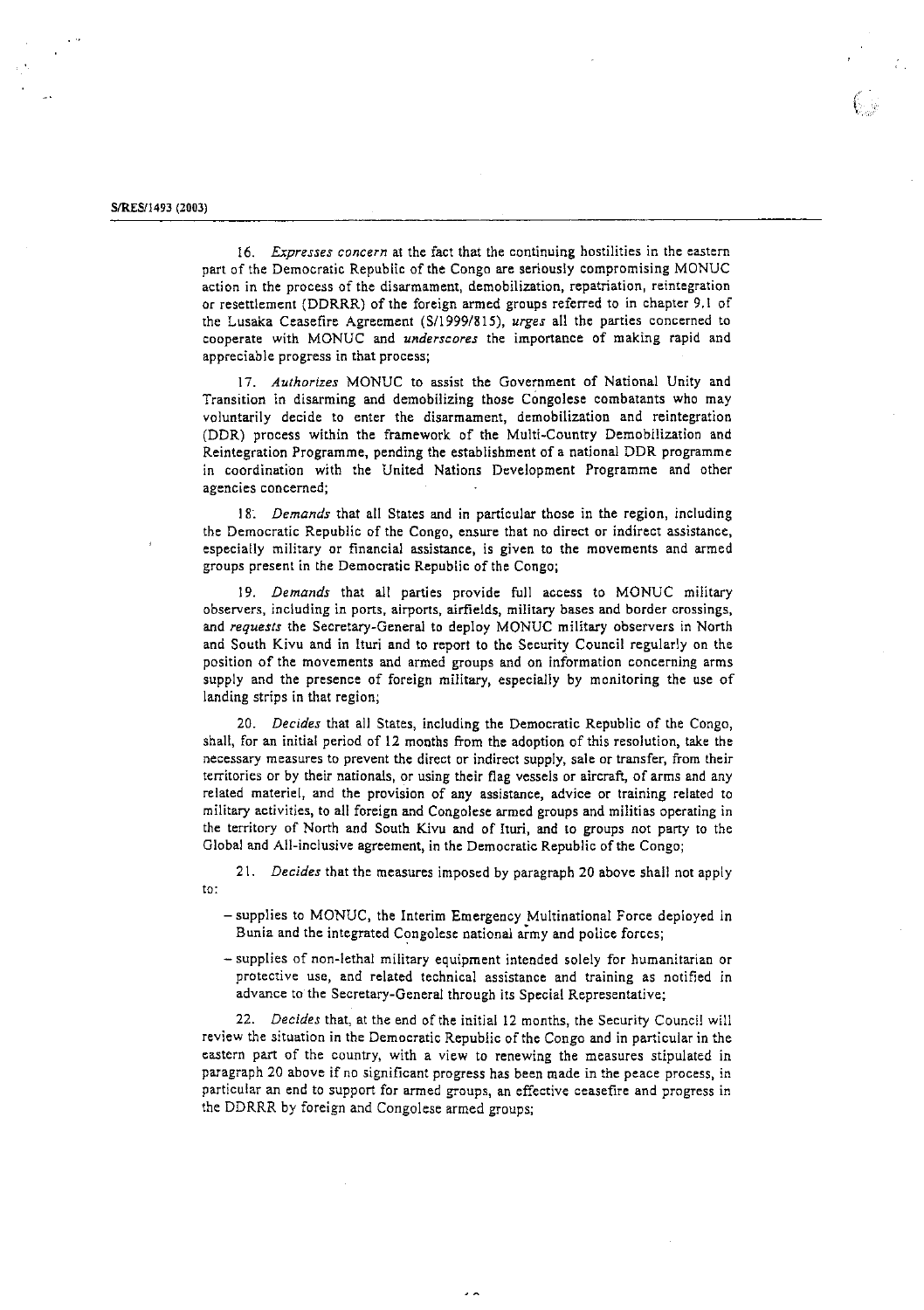16. *Expresses concern* at the fact that the continuing hostilities in the eastern part of the Democratic Republic of the Congo are seriously compromising MONUC action in the process of the disarmament, demobilization, repatriation, reintegration or resettlement (DDRRR) of the foreign armed groups referred to in chapter 9.1 of the Lusaka Ceasefire Agreement (S/1999/815), *urges* all the parties concerned to cooperate with MONUC and *underscores* the importance of making rapid and appreciable progress in that process;

17. *Authorizes* MONUC to assist the Government of National Unity and Transition in disarming and demobilizing those Congolese combatants who may voluntarily decide to enter the disarmament, demobilization and reintegration (DDR) process within the framework of the Multi-Country Demobilization and Reintegration Programme, pending the establishment of a national DDR programme in coordination with the United Nations Development Programme and other agencies concerned;

18. *Demands* that all States and in particular those in the region, including the Democratic Republic of the Congo, ensure that no direct or indirect assistance, especially military or financial assistance, is given to the movements and armed groups present in the Democratic Republic of the Congo;

19. *Demands* that all parties provide full access to MONUC military observers, including in ports, airports, airfields, military bases and border crossings, and *requests* the Secretary-General to deploy MONUC military observers in North and South Kivu and in Ituri and to report to the Security Council regularly on the position of the movements and armed groups and on information concerning arms supply and the presence of foreign military, especially by monitoring the use of landing strips in that region;

20. *Decides* that all States, including the Democratic Republic of the Congo, shall, for an initial period of 12 months from the adoption of this resolution, take the necessary measures to prevent the direct or indirect supply, sale or transfer, from their territories or by their nationals, or using their flag vessels or aircraft, of arms and any related materiel, and the provision of any assistance, advice or training related to military activities, to all foreign and Congolese armed groups and militias operating in the territory of North and South Kivu and of Ituri, and to groups not party to the Global and All-inclusive agreement, in the Democratic Republic of the Congo;

21. *Decides* that the measures imposed by paragraph 20 above shall not apply to:

- supplies to MONUC, the Interim Emergency Multinational Force deployed in Bunia and the integrated Congolese national army and police forces;
- supplies of non-lethal military equipment intended solely for humanitarian or protective use, and related technical assistance and training as notified in advance to the Secretary-General through its Special Representative;

22. *Decides* that, at the end of the initial 12 months, the Security Council will review the situation in the Democratic Republic of the Congo and in particular in the eastern part of the country, with a view to renewing the measures stipulated in paragraph 20 above if no significant progress has been made in the peace process, in particular an end to support for armed groups, an effective ceasefire and progress in the DDRRR by foreign and Congolese armed groups;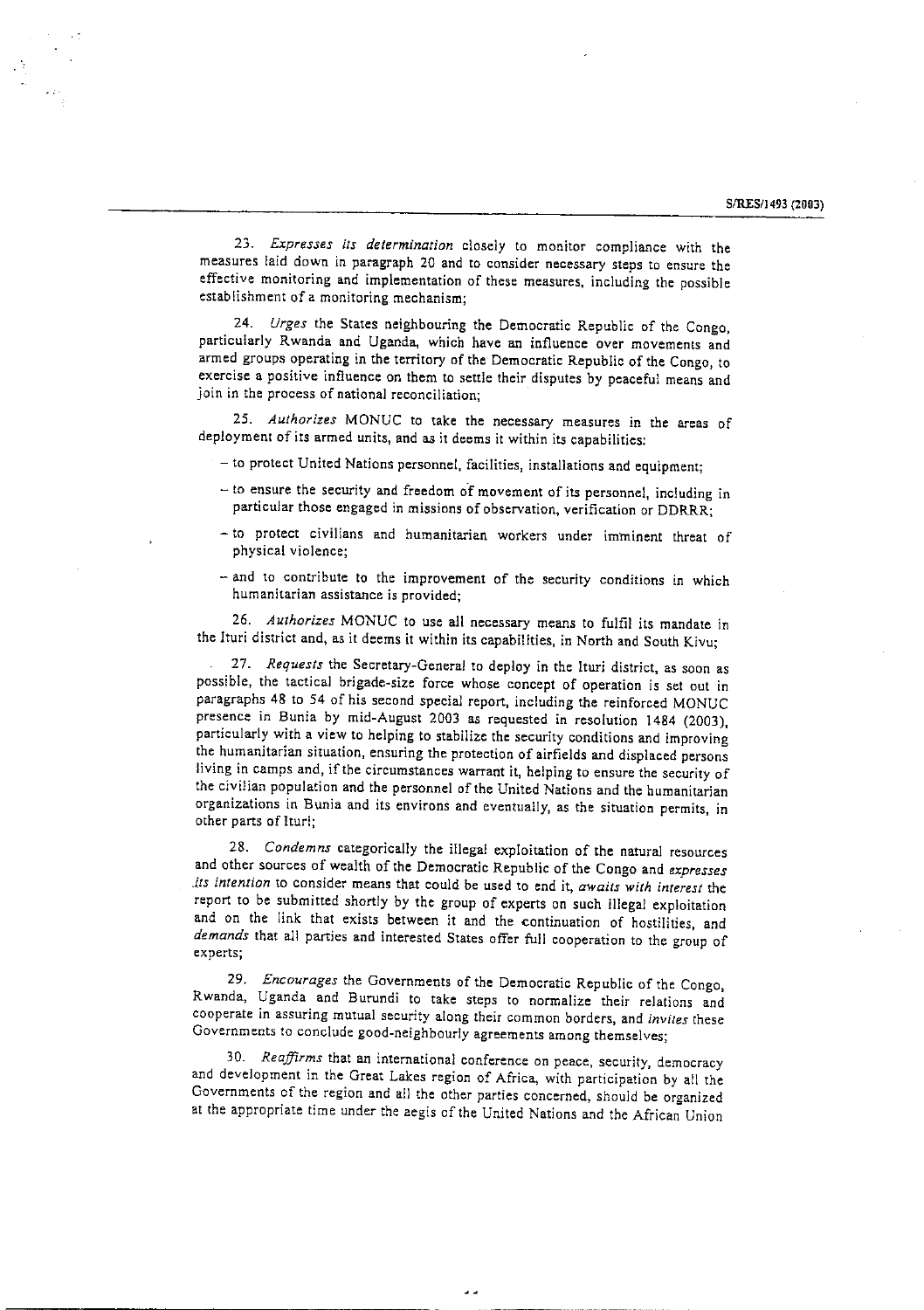23. *Expresses its determination* closely to monitor compliance with the measures laid down in paragraph 20 and to consider necessary steps to ensure the effective monitoring and implementation of these measures, including the possible establishment of a monitoring mechanism;

24. *Urges* the States neighbouring the Democratic Republic of the Congo, particularly Rwanda and Uganda, which have an influence over movements and armed groups operating in the territory of the Democratic Republic of the Congo, to exercise a positive influence on them to settle their disputes by peaceful means and join in the process of national reconciliation;

25. *Authorizes* MONUC to take the necessary measures in the areas of deployment of its armed units, and as it deems it within its capabilities:

- to protect United Nations personnel, facilities, installations and equipment;
- to ensure the security and freedom of movement of its personnel, including in particular those engaged in missions of observation, verification or DDRRR;
- to protect civilians and humanitarian workers under imminent threat of physical violence;
- and to contribute to the improvement of the security conditions in which humanitarian assistance is provided;

26. *Authorizes* MONUC to use all necessary means to fulfil its mandate in the Ituri district and, as it deems it within its capabilities, in North and South Kivu;

27. *Requests* the Secretary-General to deploy in the Ituri district, as soon as possible, the tactical brigade-size force whose concept of operation is set out in paragraphs 48 to 54 of his second special report, including the reinforced MONUC presence in Bunia by mid-August 2003 as requested in resolution 1484 (2003), particularly with a view to helping to stabilize the security conditions and improving the humanitarian situation, ensuring the protection of airfields and displaced persons living in camps and, if the circumstances warrant it, helping to ensure the security of the civilian population and the personnel of the United Nations and the humanitarian organizations in Bunia and its environs and eventually, as the situation permits, in other parts of Ituri;

28. *Condemns* categorically the illegal exploitation of the natural resources and other sources of wealth of the Democratic Republic of the Congo and *expresses its intention* to consider means that could be used to end it, *awaits with interest* the report to be submitted shortly by the group of experts on such illegal exploitation and on the link that exists between it and the continuation of hostilities, and *demands* that all parties and interested States offer full cooperation to the group of experts;

29. *Encourages* the Governments of the Democratic Republic of the Congo, Rwanda, Uganda and Burundi to take steps to normalize their relations and cooperate in assuring mutual security along their common borders, and *invites* these Governments to conclude good-neighbourly agreements among themselves;

30. *Reaffirms* that an international conference on peace, security, democracy and development in the Great Lakes region of Africa, with participation by all the Governments of the region and all the other parties concerned, should be organized at the appropriate time under the aegis of the United Nations and the African Union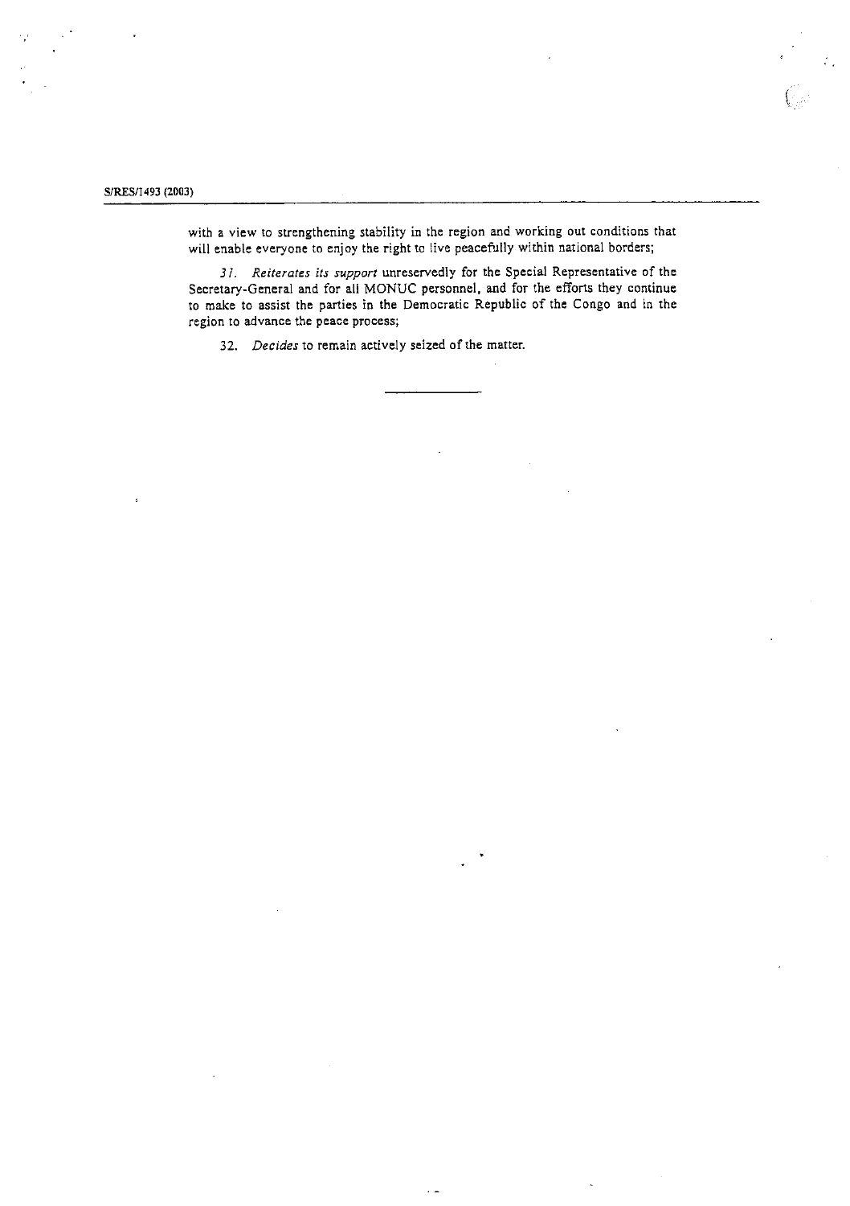with a view to strengthening stability in the region and working out conditions that will enable everyone to enjoy the right to live peacefully within national borders;

31. *Reiterates its support* unreservedly for the Special Representative of the Secretary-General and for all MONUC personnel, and for the efforts they continue to make to assist the parties in the Democratic Republic of the Congo and in the region to advance the peace process;

32. *Decides* to remain actively seized of the matter.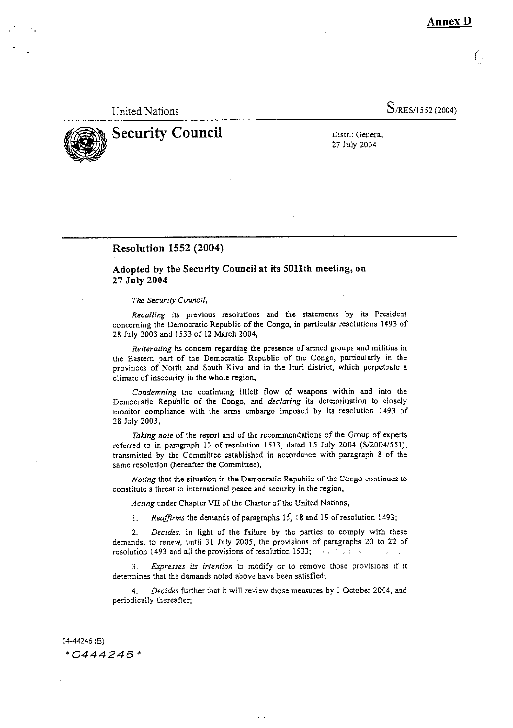**Annex D**

United Nations S/RES/1552 (2004)

# Security Council

Distr.: General
27 July 2004

## Resolution 1552 (2004)

### Adopted by the Security Council at its 5011th meeting, on 27 July 2004

*The Security Council,*

*Recalling* its previous resolutions and the statements by its President concerning the Democratic Republic of the Congo, in particular resolutions 1493 of 28 July 2003 and 1533 of 12 March 2004,

*Reiterating* its concern regarding the presence of armed groups and militias in the Eastern part of the Democratic Republic of the Congo, particularly in the provinces of North and South Kivu and in the Ituri district, which perpetuate a climate of insecurity in the whole region,

*Condemning* the continuing illicit flow of weapons within and into the Democratic Republic of the Congo, and *declaring* its determination to closely monitor compliance with the arms embargo imposed by its resolution 1493 of 28 July 2003,

*Taking note* of the report and of the recommendations of the Group of experts referred to in paragraph 10 of resolution 1533, dated 15 July 2004 (S/2004/551), transmitted by the Committee established in accordance with paragraph 8 of the same resolution (hereafter the Committee),

*Noting* that the situation in the Democratic Republic of the Congo continues to constitute a threat to international peace and security in the region,

*Acting* under Chapter VII of the Charter of the United Nations,

1. *Reaffirms* the demands of paragraphs 15, 18 and 19 of resolution 1493;

2. *Decides*, in light of the failure by the parties to comply with these demands, to renew, until 31 July 2005, the provisions of paragraphs 20 to 22 of resolution 1493 and all the provisions of resolution 1533;

3. *Expresses its intention* to modify or to remove those provisions if it determines that the demands noted above have been satisfied;

4. *Decides* further that it will review those measures by 1 October 2004, and periodically thereafter;

04-44246 (E)

*0444246*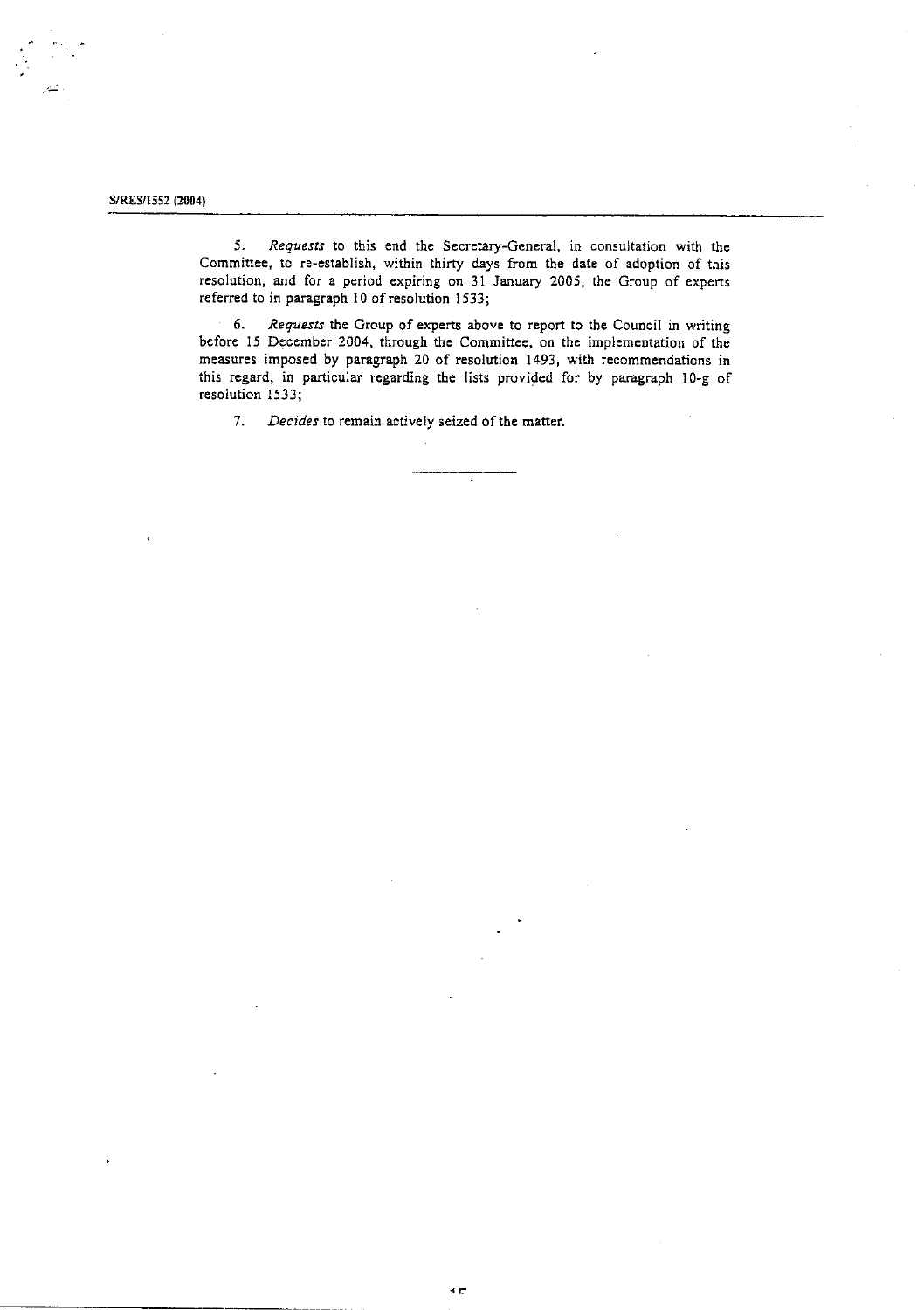5. *Requests* to this end the Secretary-General, in consultation with the Committee, to re-establish, within thirty days from the date of adoption of this resolution, and for a period expiring on 31 January 2005, the Group of experts referred to in paragraph 10 of resolution 1533;

6. *Requests* the Group of experts above to report to the Council in writing before 15 December 2004, through the Committee, on the implementation of the measures imposed by paragraph 20 of resolution 1493, with recommendations in this regard, in particular regarding the lists provided for by paragraph 10-g of resolution 1533;

7. *Decides* to remain actively seized of the matter.